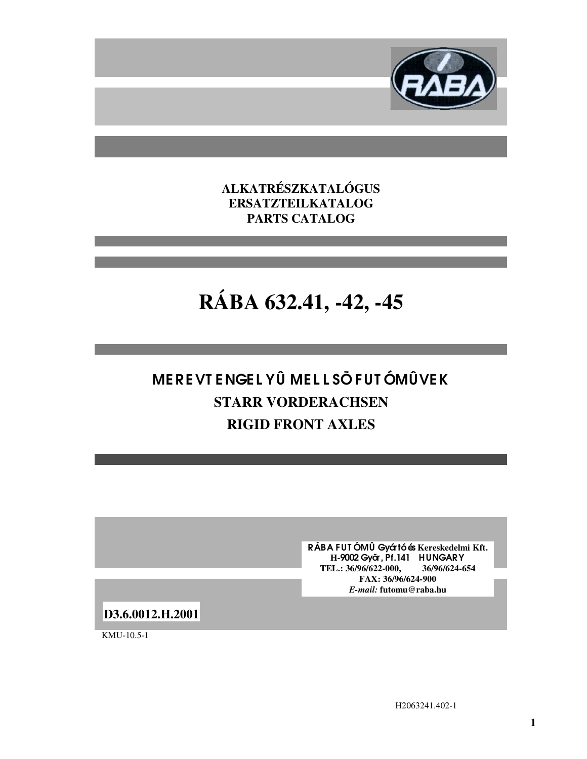**ALKATRÉSZKATALÓGUS**
**ERSATZTEILKATALOG**
**PARTS CATALOG**

# RÁBA 632.41, -42, -45

## MEREVTENGELYŰ MELLSŐ FUTÓMŰVEK
## STARR VORDERACHSEN
## RIGID FRONT AXLES

**RÁBA FUTÓMŰ Gyártó és Kereskedelmi Kft.**
**H-9002 Győr, Pf.141 HUNGARY**
**TEL.: 36/96/622-000, 36/96/624-654**
**FAX: 36/96/624-900**
***E-mail:* futomu@raba.hu**

**D3.6.0012.H.2001**

KMU-10.5-1

H2063241.402-1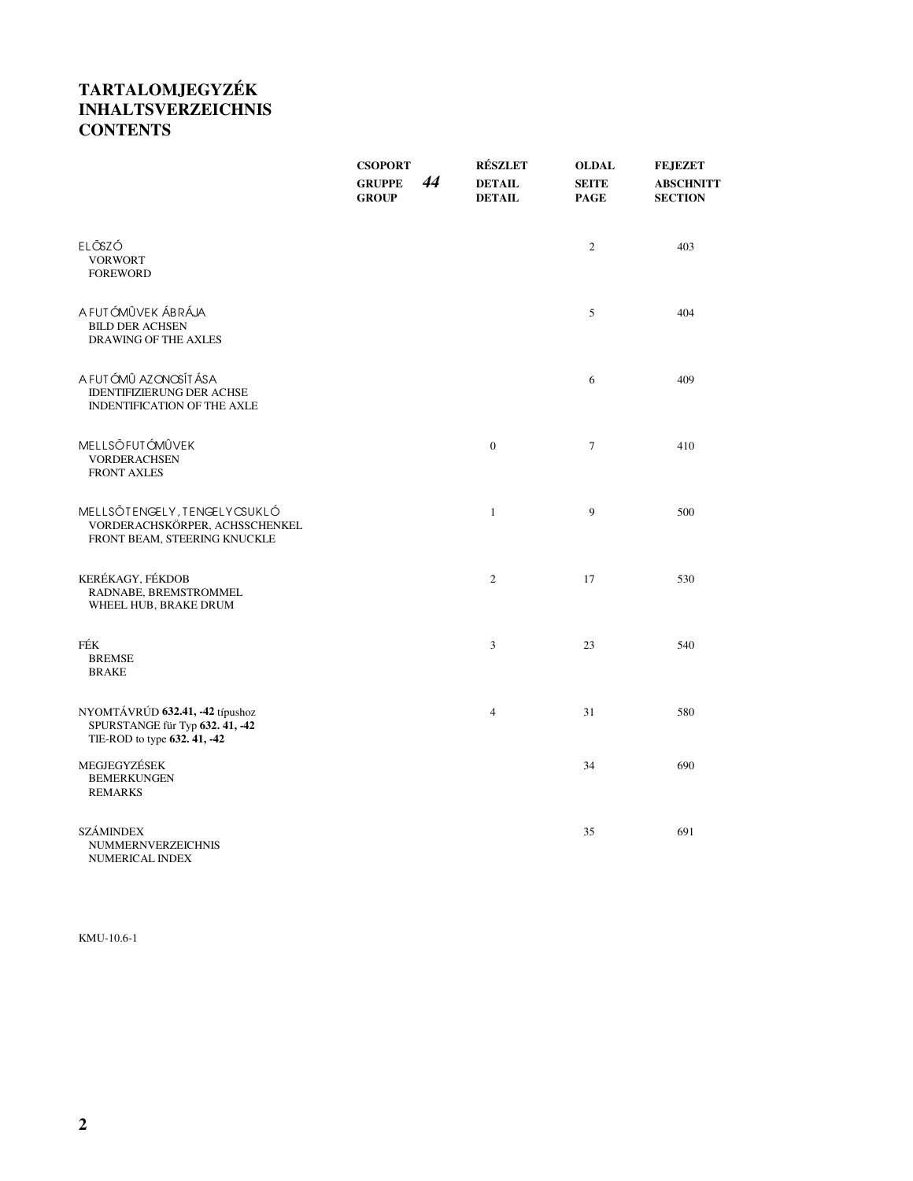# TARTALOMJEGYZÉK
# INHALTSVERZEICHNIS
# CONTENTS

| | CSOPORT<br>GRUPPE **44**<br>GROUP | RÉSZLET<br>DETAIL<br>DETAIL | OLDAL<br>SEITE<br>PAGE | FEJEZET<br>ABSCHNITT<br>SECTION |
|---|---|---|---|---|
| ELŐSZÓ<br>VORWORT<br>FOREWORD | | | 2 | 403 |
| A FUTÓMŰVEK ÁBRÁJA<br>BILD DER ACHSEN<br>DRAWING OF THE AXLES | | | 5 | 404 |
| A FUTÓMŰ AZONOSÍTÁSA<br>IDENTIFIZIERUNG DER ACHSE<br>INDENTIFICATION OF THE AXLE | | | 6 | 409 |
| MELLSŐ FUTÓMŰVEK<br>VORDERACHSEN<br>FRONT AXLES | | 0 | 7 | 410 |
| MELLSŐ TENGELY, TENGELYCSUKLÓ<br>VORDERACHSKÖRPER, ACHSSCHENKEL<br>FRONT BEAM, STEERING KNUCKLE | | 1 | 9 | 500 |
| KERÉKAGY, FÉKDOB<br>RADNABE, BREMSTROMMEL<br>WHEEL HUB, BRAKE DRUM | | 2 | 17 | 530 |
| FÉK<br>BREMSE<br>BRAKE | | 3 | 23 | 540 |
| NYOMTÁVRÚD **632.41, -42** típushoz<br>SPURSTANGE für Typ **632. 41, -42**<br>TIE-ROD to type **632. 41, -42** | | 4 | 31 | 580 |
| MEGJEGYZÉSEK<br>BEMERKUNGEN<br>REMARKS | | | 34 | 690 |
| SZÁMINDEX<br>NUMMERNVERZEICHNIS<br>NUMERICAL INDEX | | | 35 | 691 |

KMU-10.6-1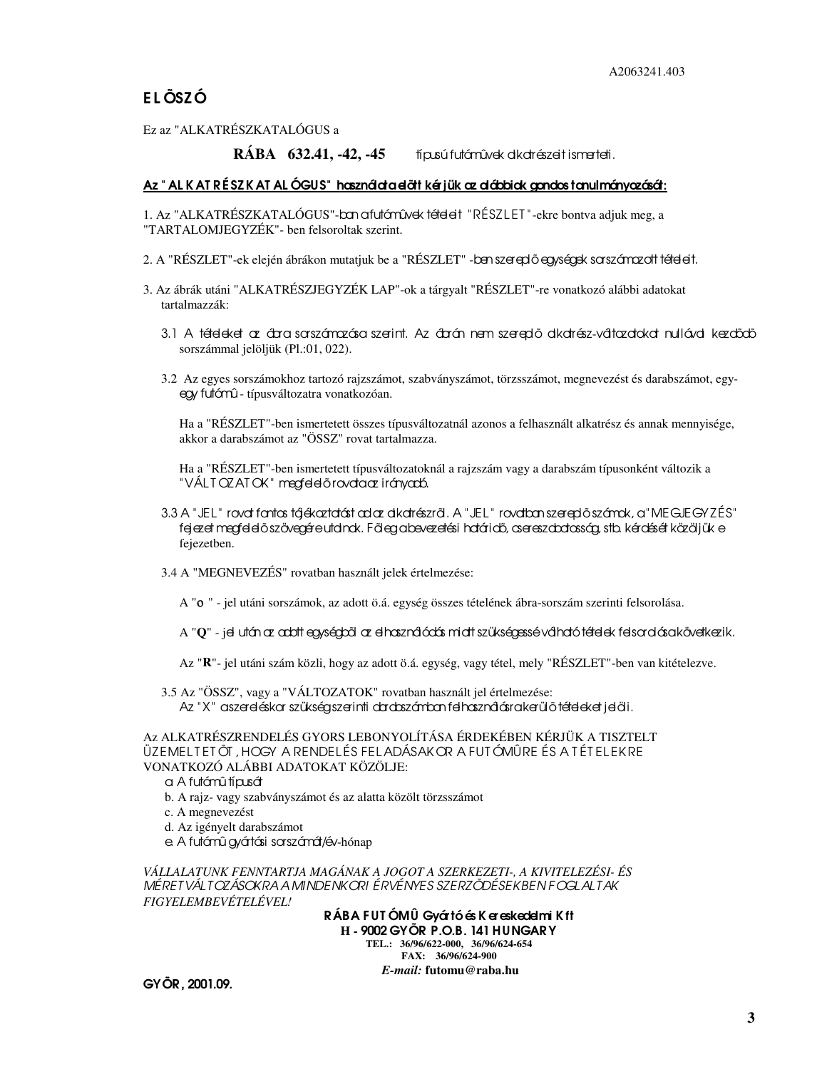A2063241.403

# ELŐSZÓ

Ez az "ALKATRÉSZKATALÓGUS a

**RÁBA 632.41, -42, -45** típusú futóművek alkatrészeit ismerteti.

**Az "ALKATRÉSZKATALÓGUS" használata előtt kérjük az alábbiak gondos tanulmányozását:**

1. Az "ALKATRÉSZKATALÓGUS"-ban a futóművek tételeit "RÉSZLET"-ekre bontva adjuk meg, a "TARTALOMJEGYZÉK"- ben felsoroltak szerint.

2. A "RÉSZLET"-ek elején ábrákon mutatjuk be a "RÉSZLET" -ben szereplő egységek sorszámozott tételeit.

3. Az ábrák utáni "ALKATRÉSZJEGYZÉK LAP"-ok a tárgyalt "RÉSZLET"-re vonatkozó alábbi adatokat tartalmazzák:

   3.1 A tételeket az ábra sorszámozása szerint. Az ábrán nem szereplő alkatrész-változatokat nullával kezdődő sorszámmal jelöljük (Pl.:01, 022).

   3.2 Az egyes sorszámokhoz tartozó rajzszámot, szabványszámot, törzsszámot, megnevezést és darabszámot, egy-egy futómű - típusváltozatra vonatkozóan.

   Ha a "RÉSZLET"-ben ismertetett összes típusváltozatnál azonos a felhasznált alkatrész és annak mennyisége, akkor a darabszámot az "ÖSSZ" rovat tartalmazza.

   Ha a "RÉSZLET"-ben ismertetett típusváltozatoknál a rajzszám vagy a darabszám típusonként változik a "VÁLTOZATOK" megfelelő rovata az irányadó.

   3.3 A "JEL" rovat fontos tájékoztatást ad az alkatrészről. A "JEL" rovatban szereplő számok, a "MEGJEGYZÉS" fejezet megfelelő szövegére utalnak. Főleg a bevezetési határidő, csereszabatosság, stb. kérdését közöljük e fejezetben.

   3.4 A "MEGNEVEZÉS" rovatban használt jelek értelmezése:

   A "**o** " - jel utáni sorszámok, az adott ö.á. egység összes tételének ábra-sorszám szerinti felsorolása.

   A "**Q**" - jel után az adott egységből az elhasználódás miatt szükségessé válható tételek felsorolása következik.

   Az "**R**"- jel utáni szám közli, hogy az adott ö.á. egység, vagy tétel, mely "RÉSZLET"-ben van kitételezve.

   3.5 Az "ÖSSZ", vagy a "VÁLTOZATOK" rovatban használt jel értelmezése:
   Az "X" a szereléskor szükség szerinti darabszámban felhasználásra kerülő tételeket jelöli.

Az ALKATRÉSZRENDELÉS GYORS LEBONYOLÍTÁSA ÉRDEKÉBEN KÉRJÜK A TISZTELT ÜZEMELTETŐT, HOGY A RENDELÉS FELADÁSAKOR A FUTÓMŰRE ÉS A TÉTELEKRE VONATKOZÓ ALÁBBI ADATOKAT KÖZÖLJE:

a. A futómű típusát
b. A rajz- vagy szabványszámot és az alatta közölt törzsszámot
c. A megnevezést
d. Az igényelt darabszámot
e. A futómű gyártási sorszámát/év-hónap

*VÁLLALATUNK FENNTARTJA MAGÁNAK A JOGOT A SZERKEZETI-, A KIVITELEZÉSI- ÉS MÉRETVÁLTOZÁSOKRA A MINDENKORI ÉRVÉNYES SZERZŐDÉSEKBEN FOGLALTAK FIGYELEMBEVÉTELÉVEL!*

**RÁBA FUTÓMŰ Gyártó és Kereskedelmi Kft**
**H - 9002 GYŐR P.O.B. 141 HUNGARY**
**TEL.: 36/96/622-000, 36/96/624-654**
**FAX: 36/96/624-900**
*E-mail:* **futomu@raba.hu**

**GYŐR, 2001.09.**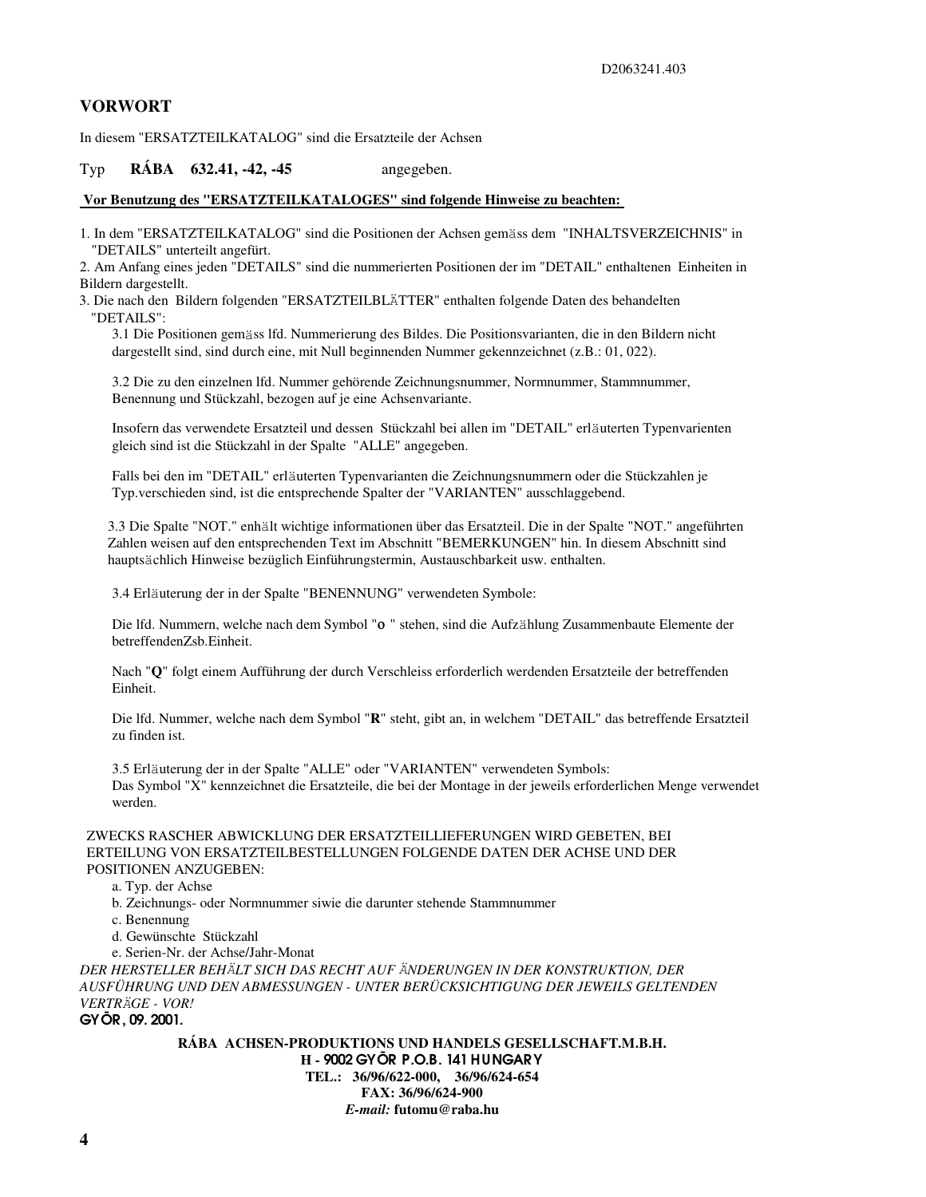D2063241.403

## VORWORT

In diesem "ERSATZTEILKATALOG" sind die Ersatzteile der Achsen

Typ **RÁBA 632.41, -42, -45** angegeben.

**Vor Benutzung des "ERSATZTEILKATALOGES" sind folgende Hinweise zu beachten:**

1. In dem "ERSATZTEILKATALOG" sind die Positionen der Achsen gemässs dem "INHALTSVERZEICHNIS" in "DETAILS" unterteilt angefürt.
2. Am Anfang eines jeden "DETAILS" sind die nummerierten Positionen der im "DETAIL" enthaltenen Einheiten in Bildern dargestellt.
3. Die nach den Bildern folgenden "ERSATZTEILBLÄTTER" enthalten folgende Daten des behandelten "DETAILS":

   3.1 Die Positionen gemäss lfd. Nummerierung des Bildes. Die Positionsvarianten, die in den Bildern nicht dargestellt sind, sind durch eine, mit Null beginnenden Nummer gekennzeichnet (z.B.: 01, 022).

   3.2 Die zu den einzelnen lfd. Nummer gehörende Zeichnungsnummer, Normnummer, Stammnummer, Benennung und Stückzahl, bezogen auf je eine Achsenvariante.

   Insofern das verwendete Ersatzteil und dessen Stückzahl bei allen im "DETAIL" erläuterten Typenvarienten gleich sind ist die Stückzahl in der Spalte "ALLE" angegeben.

   Falls bei den im "DETAIL" erläuterten Typenvarianten die Zeichnungsnummern oder die Stückzahlen je Typ.verschieden sind, ist die entsprechende Spalter der "VARIANTEN" ausschlaggebend.

   3.3 Die Spalte "NOT." enhält wichtige informationen über das Ersatzteil. Die in der Spalte "NOT." angeführten Zahlen weisen auf den entsprechenden Text im Abschnitt "BEMERKUNGEN" hin. In diesem Abschnitt sind hauptsächlich Hinweise bezüglich Einführungstermin, Austauschbarkeit usw. enthalten.

   3.4 Erläuterung der in der Spalte "BENENNUNG" verwendeten Symbole:

   Die lfd. Nummern, welche nach dem Symbol "**o** " stehen, sind die Aufzählung Zusammenbaute Elemente der betreffendenZsb.Einheit.

   Nach "**Q**" folgt einem Aufführung der durch Verschleiss erforderlich werdenden Ersatzteile der betreffenden Einheit.

   Die lfd. Nummer, welche nach dem Symbol "**R**" steht, gibt an, in welchem "DETAIL" das betreffende Ersatzteil zu finden ist.

   3.5 Erläuterung der in der Spalte "ALLE" oder "VARIANTEN" verwendeten Symbols:
   Das Symbol "X" kennzeichnet die Ersatzteile, die bei der Montage in der jeweils erforderlichen Menge verwendet werden.

ZWECKS RASCHER ABWICKLUNG DER ERSATZTEILLIEFERUNGEN WIRD GEBETEN, BEI ERTEILUNG VON ERSATZTEILBESTELLUNGEN FOLGENDE DATEN DER ACHSE UND DER POSITIONEN ANZUGEBEN:

a. Typ. der Achse
b. Zeichnungs- oder Normnummer siwie die darunter stehende Stammnummer
c. Benennung
d. Gewünschte Stückzahl
e. Serien-Nr. der Achse/Jahr-Monat

*DER HERSTELLER BEHÄLT SICH DAS RECHT AUF ÄNDERUNGEN IN DER KONSTRUKTION, DER AUSFÜHRUNG UND DEN ABMESSUNGEN - UNTER BERÜCKSICHTIGUNG DER JEWEILS GELTENDEN VERTRÄGE - VOR!*

**GYŐR, 09. 2001.**

**RÁBA ACHSEN-PRODUKTIONS UND HANDELS GESELLSCHAFT.M.B.H.**
**H - 9002 GYŐR P.O.B. 141 HUNGARY**
**TEL.: 36/96/622-000, 36/96/624-654**
**FAX: 36/96/624-900**
***E-mail:* futomu@raba.hu**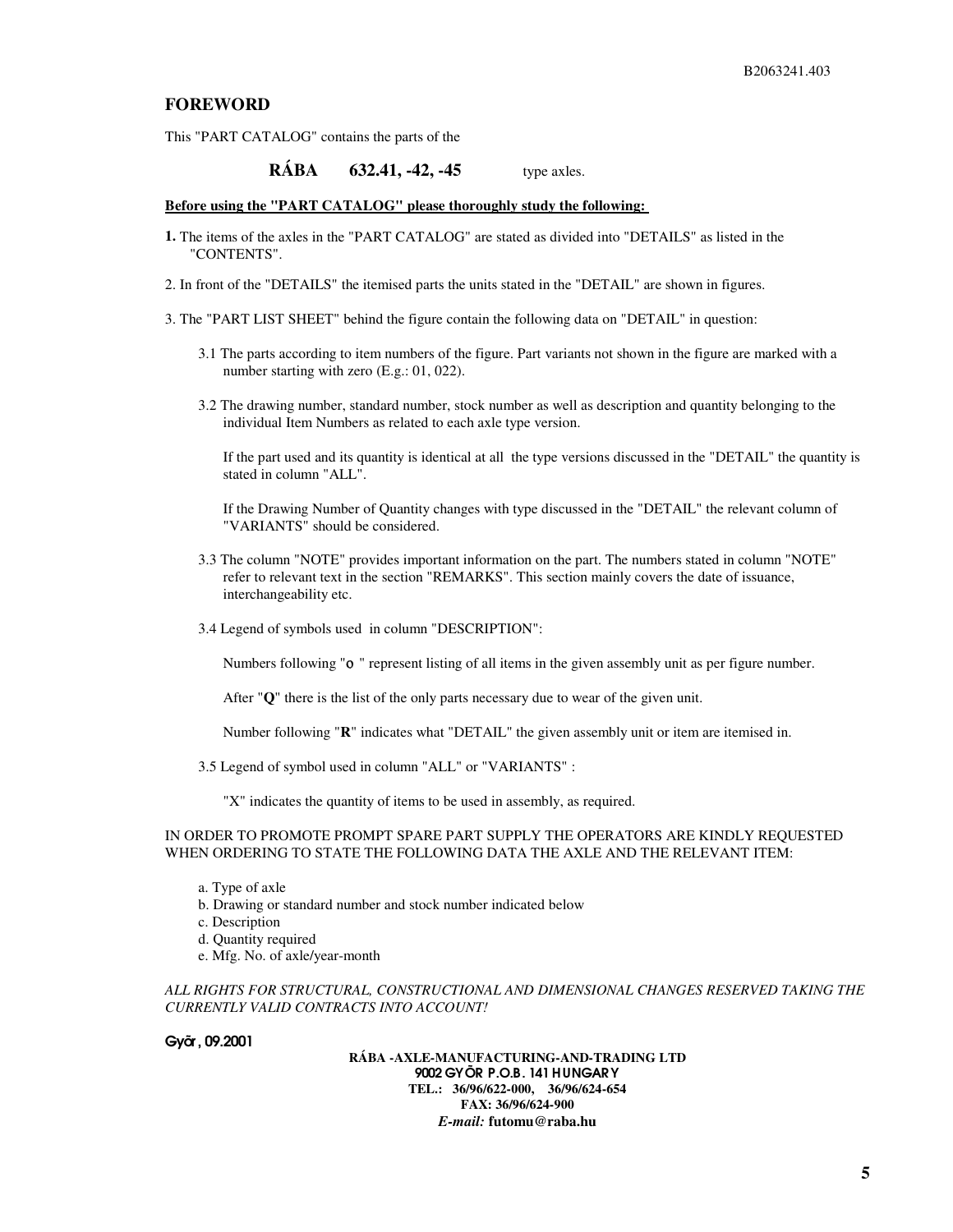# FOREWORD

This "PART CATALOG" contains the parts of the

**RÁBA 632.41, -42, -45** type axles.

**Before using the "PART CATALOG" please thoroughly study the following:**

**1.** The items of the axles in the "PART CATALOG" are stated as divided into "DETAILS" as listed in the "CONTENTS".

2. In front of the "DETAILS" the itemised parts the units stated in the "DETAIL" are shown in figures.

3. The "PART LIST SHEET" behind the figure contain the following data on "DETAIL" in question:

3.1 The parts according to item numbers of the figure. Part variants not shown in the figure are marked with a number starting with zero (E.g.: 01, 022).

3.2 The drawing number, standard number, stock number as well as description and quantity belonging to the individual Item Numbers as related to each axle type version.

If the part used and its quantity is identical at all the type versions discussed in the "DETAIL" the quantity is stated in column "ALL".

If the Drawing Number of Quantity changes with type discussed in the "DETAIL" the relevant column of "VARIANTS" should be considered.

3.3 The column "NOTE" provides important information on the part. The numbers stated in column "NOTE" refer to relevant text in the section "REMARKS". This section mainly covers the date of issuance, interchangeability etc.

3.4 Legend of symbols used in column "DESCRIPTION":

Numbers following "o " represent listing of all items in the given assembly unit as per figure number.

After "**Q**" there is the list of the only parts necessary due to wear of the given unit.

Number following "**R**" indicates what "DETAIL" the given assembly unit or item are itemised in.

3.5 Legend of symbol used in column "ALL" or "VARIANTS" :

"X" indicates the quantity of items to be used in assembly, as required.

IN ORDER TO PROMOTE PROMPT SPARE PART SUPPLY THE OPERATORS ARE KINDLY REQUESTED WHEN ORDERING TO STATE THE FOLLOWING DATA THE AXLE AND THE RELEVANT ITEM:

a. Type of axle
b. Drawing or standard number and stock number indicated below
c. Description
d. Quantity required
e. Mfg. No. of axle/year-month

*ALL RIGHTS FOR STRUCTURAL, CONSTRUCTIONAL AND DIMENSIONAL CHANGES RESERVED TAKING THE CURRENTLY VALID CONTRACTS INTO ACCOUNT!*

**Gyõr , 09.2001**

**RÁBA -AXLE-MANUFACTURING-AND-TRADING LTD**
**9002 GYÕR P.O.B. 141 HUNGARY**
**TEL.: 36/96/622-000, 36/96/624-654**
**FAX: 36/96/624-900**
*E-mail:* **futomu@raba.hu**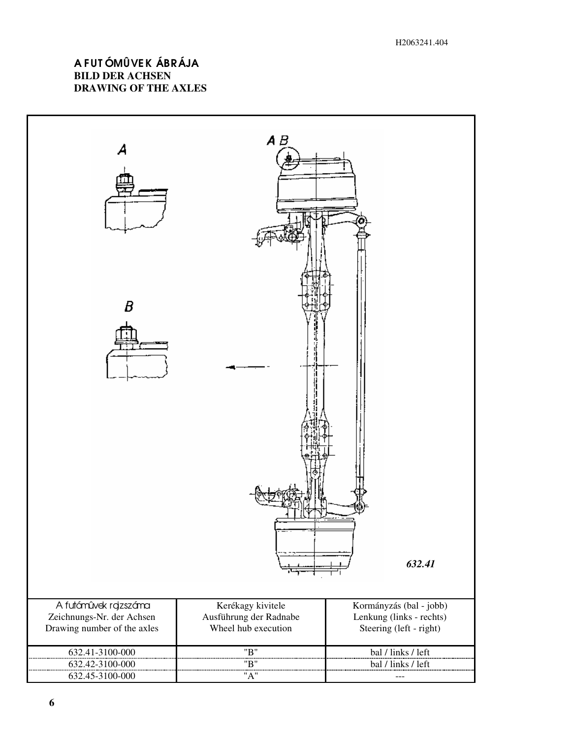## A FUTÓMŰVEK ÁBRÁJA
## BILD DER ACHSEN
## DRAWING OF THE AXLES

A

B

A B

*632.41*

| A futóművek rajzszáma<br>Zeichnungs-Nr. der Achsen<br>Drawing number of the axles | Kerékagy kivitele<br>Ausführung der Radnabe<br>Wheel hub execution | Kormányzás (bal - jobb)<br>Lenkung (links - rechts)<br>Steering (left - right) |
|---|---|---|
| 632.41-3100-000 | "B" | bal / links / left |
| 632.42-3100-000 | "B" | bal / links / left |
| 632.45-3100-000 | "A" | --- |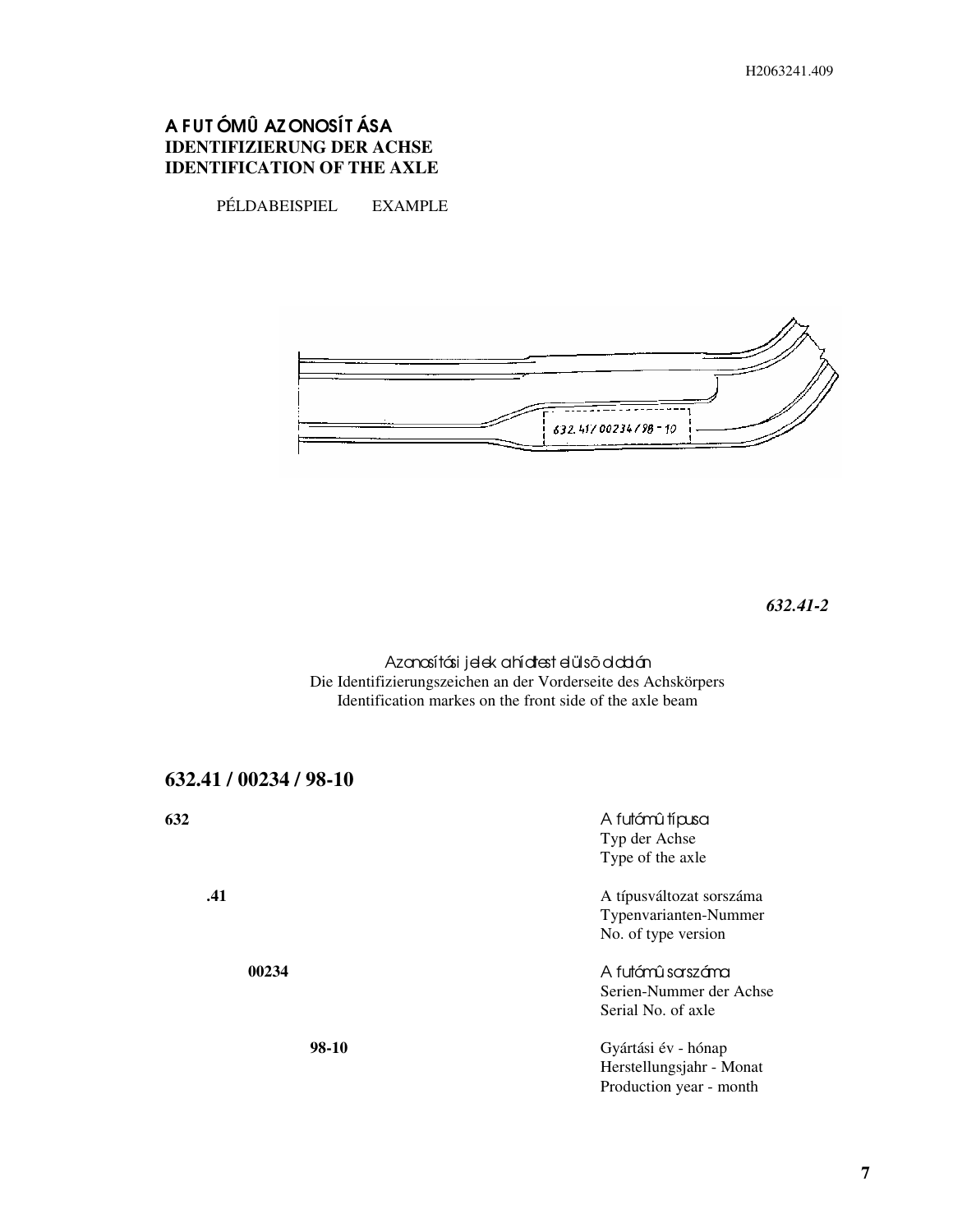# A FUTÓMŰ AZONOSÍTÁSA
# IDENTIFIZIERUNG DER ACHSE
# IDENTIFICATION OF THE AXLE

PÉLDABEISPIEL EXAMPLE

632.41/00234/98-10

*632.41-2*

Azonosítási jelek a hídtest elülső oldalán
Die Identifizierungszeichen an der Vorderseite des Achskörpers
Identification markes on the front side of the axle beam

## 632.41 / 00234 / 98-10

| | |
|---|---|
| **632** | A futómű típusa<br>Typ der Achse<br>Type of the axle |
| **.41** | A típusváltozat sorszáma<br>Typenvarianten-Nummer<br>No. of type version |
| **00234** | A futómű sorszáma<br>Serien-Nummer der Achse<br>Serial No. of axle |
| **98-10** | Gyártási év - hónap<br>Herstellungsjahr - Monat<br>Production year - month |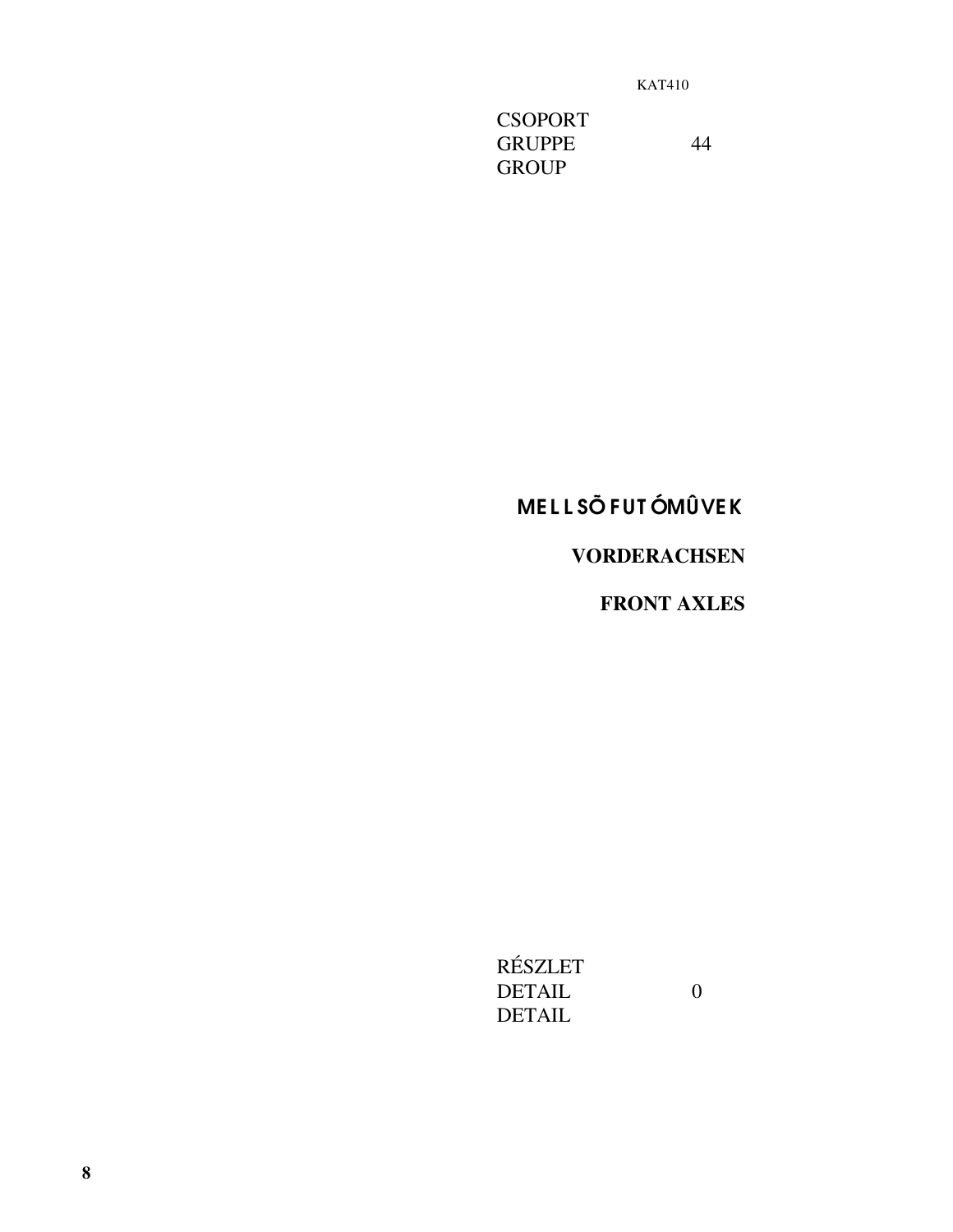KAT410

CSOPORT
GRUPPE 44
GROUP

# MELLSÕ FUTÓMÛVEK

## VORDERACHSEN

## FRONT AXLES

RÉSZLET
DETAIL 0
DETAIL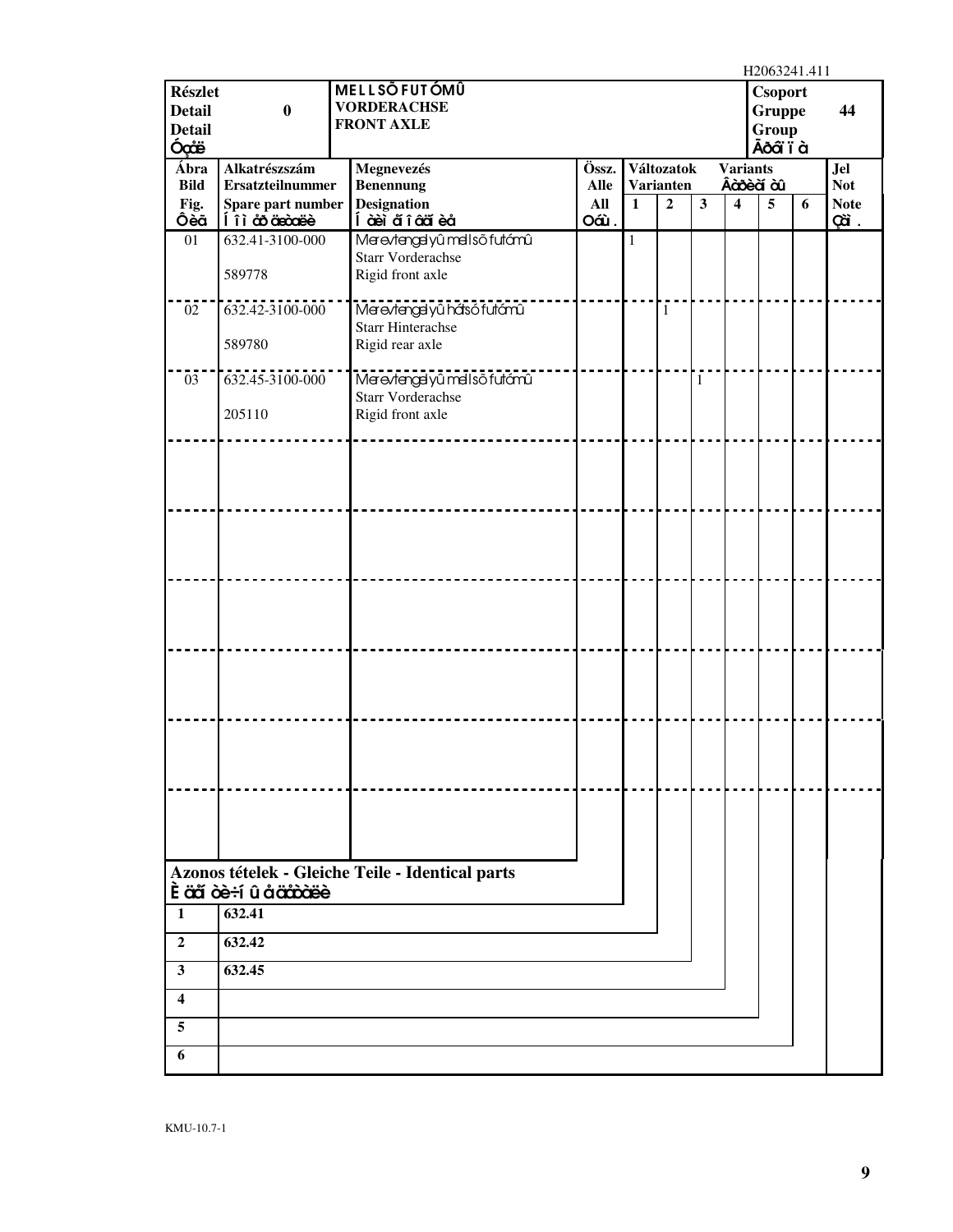H2063241.411

| Részlet<br>Detail<br>Detail<br>Óçåë | 0 | MELLSŐ FUTÓMŰ<br>VORDERACHSE<br>FRONT AXLE | Csoport<br>Gruppe<br>Group<br>Ãðóïïà | 44 |
|---|---|---|---|---|

| Ábra<br>Bild<br>Fig.<br>Ôèã | Alkatrészszám<br>Ersatzteilnummer<br>Spare part number<br>Íîìåð äåòàëè | Megnevezés<br>Benennung<br>Designation<br>Íàèìåíîâàíèå | Össz.<br>Alle<br>All<br> Oáù. | Változatok Varianten Variants Âàðèàíòû 1 | 2 | 3 | 4 | 5 | 6 | Jel<br>Not<br>Note<br>Çàì. |
|---|---|---|---|---|---|---|---|---|---|---|
| 01 | 632.41-3100-000<br>589778 | Merevtengelyű mellső futómű<br>Starr Vorderachse<br>Rigid front axle | | 1 | | | | | | |
| 02 | 632.42-3100-000<br>589780 | Merevtengelyű hátsó futómű<br>Starr Hinterachse<br>Rigid rear axle | | | 1 | | | | | |
| 03 | 632.45-3100-000<br>205110 | Merevtengelyű mellső futómű<br>Starr Vorderachse<br>Rigid front axle | | | | 1 | | | | |

**Azonos tételek - Gleiche Teile - Identical parts**
**Èäåíòè÷íûå äåòàëè**

| | |
|---|---|
| 1 | 632.41 |
| 2 | 632.42 |
| 3 | 632.45 |
| 4 | |
| 5 | |
| 6 | |

KMU-10.7-1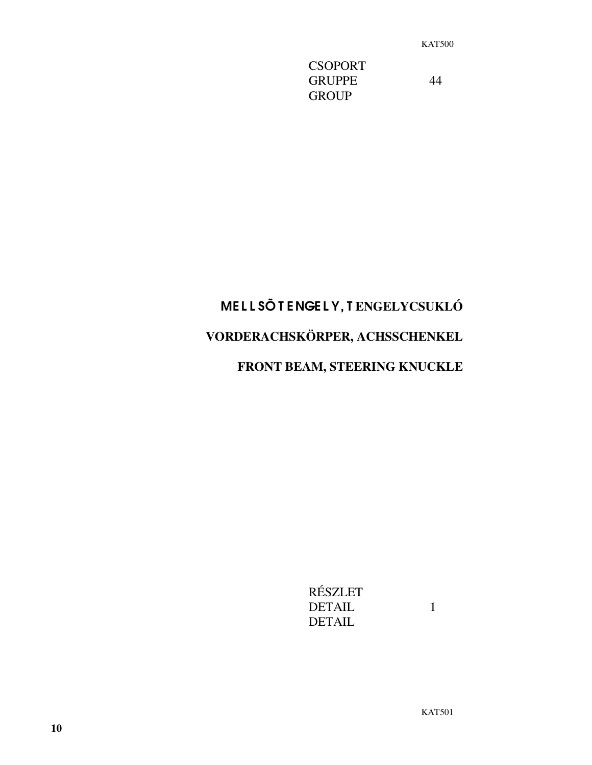KAT500

CSOPORT
GRUPPE 44
GROUP

# MELLSŐ TENGELY, TENGELYCSUKLÓ

# VORDERACHSKÖRPER, ACHSSCHENKEL

# FRONT BEAM, STEERING KNUCKLE

RÉSZLET
DETAIL 1
DETAIL

KAT501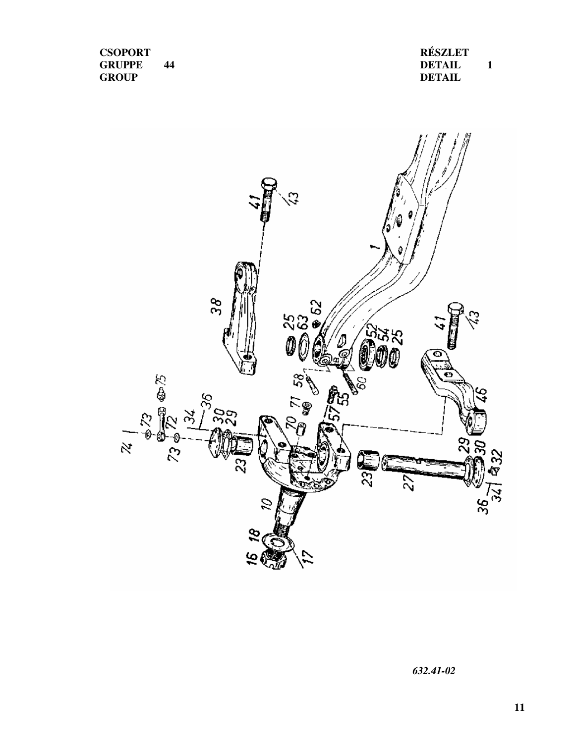| CSOPORT | | RÉSZLET | |
| --- | --- | --- | --- |
| GRUPPE | 44 | DETAIL | 1 |
| GROUP | | DETAIL | |

*632.41-02*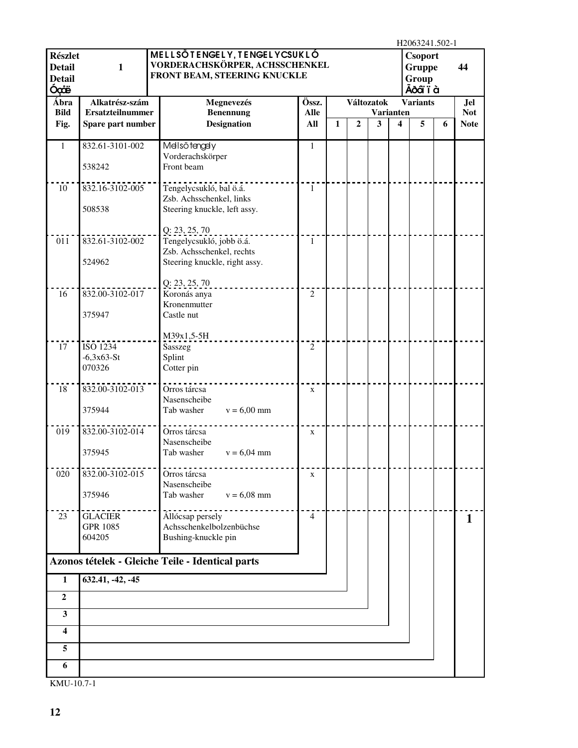H2063241.502-1

| Részlet / Detail / Detail / Óçëë | 1 | MELLSŐ TENGELY, TENGELYCSUKLÓ / VORDERACHSKÖRPER, ACHSSCHENKEL / FRONT BEAM, STEERING KNUCKLE | | | | | | | | Csoport / Gruppe / Group / Ãðóï ïà | 44 |
|---|---|---|---|---|---|---|---|---|---|---|---|

| Ábra / Bild / Fig. | Alkatrész-szám / Ersatzteilnummer / Spare part number | Megnevezés / Benennung / Designation | Össz. / Alle / All | Változatok / Varianten / Variants 1 | 2 | 3 | 4 | 5 | 6 | Jel / Not / Note |
|---|---|---|---|---|---|---|---|---|---|---|
| 1 | 832.61-3101-002<br>538242 | Mellső tengely<br>Vorderachskörper<br>Front beam | 1 | | | | | | | |
| 10 | 832.16-3102-005<br>508538 | Tengelycsukló, bal ö.á.<br>Zsb. Achsschenkel, links<br>Steering knuckle, left assy.<br>Q: 23, 25, 70 | 1 | | | | | | | |
| 011 | 832.61-3102-002<br>524962 | Tengelycsukló, jobb ö.á.<br>Zsb. Achsschenkel, rechts<br>Steering knuckle, right assy.<br>Q: 23, 25, 70 | 1 | | | | | | | |
| 16 | 832.00-3102-017<br>375947 | Koronás anya<br>Kronenmutter<br>Castle nut<br>M39x1,5-5H | 2 | | | | | | | |
| 17 | ISO 1234<br>-6,3x63-St<br>070326 | Sasszeg<br>Splint<br>Cotter pin | 2 | | | | | | | |
| 18 | 832.00-3102-013<br>375944 | Orros tárcsa<br>Nasenscheibe<br>Tab washer v = 6,00 mm | x | | | | | | | |
| 019 | 832.00-3102-014<br>375945 | Orros tárcsa<br>Nasenscheibe<br>Tab washer v = 6,04 mm | x | | | | | | | |
| 020 | 832.00-3102-015<br>375946 | Orros tárcsa<br>Nasenscheibe<br>Tab washer v = 6,08 mm | x | | | | | | | |
| 23 | GLACIER<br>GPR 1085<br>604205 | Állócsap persely<br>Achsschenkelbolzenbüchse<br>Bushing-knuckle pin | 4 | | | | | | | 1 |

**Azonos tételek - Gleiche Teile - Identical parts**

| | |
|---|---|
| 1 | 632.41, -42, -45 |
| 2 | |
| 3 | |
| 4 | |
| 5 | |
| 6 | |

KMU-10.7-1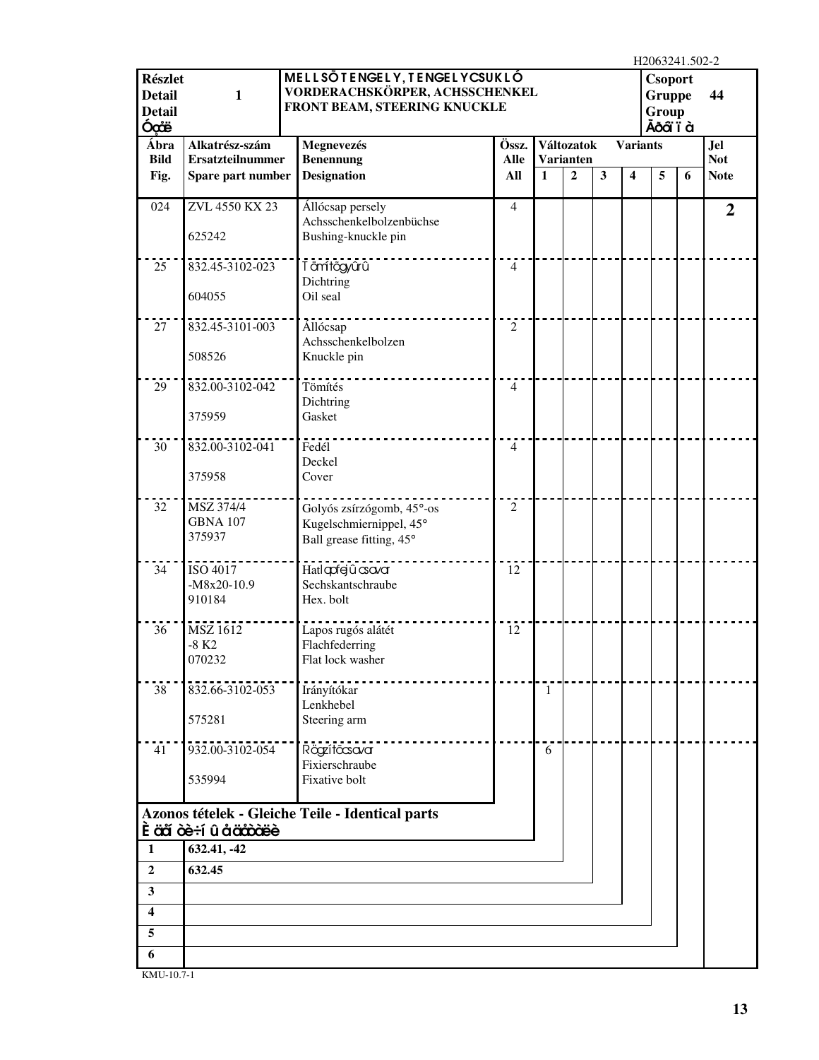H2063241.502-2

| Részlet Detail Detail Узел | 1 | MELLSŐ TENGELY, TENGELYCSUKLÓ VORDERACHSKÖRPER, ACHSSCHENKEL FRONT BEAM, STEERING KNUCKLE | Csoport Gruppe Group Группа | 44 |
|---|---|---|---|---|

| Ábra Bild Fig. | Alkatrész-szám Ersatzteilnummer Spare part number | Megnevezés Benennung Designation | Össz. Alle All | Változatok Varianten Variants 1 | 2 | 3 | 4 | 5 | 6 | Jel Not Note |
|---|---|---|---|---|---|---|---|---|---|---|
| 024 | ZVL 4550 KX 23<br>625242 | Állócsap persely<br>Achsschenkelbolzenbüchse<br>Bushing-knuckle pin | 4 | | | | | | | 2 |
| 25 | 832.45-3102-023<br>604055 | Tömítőgyűrű<br>Dichtring<br>Oil seal | 4 | | | | | | | |
| 27 | 832.45-3101-003<br>508526 | Állócsap<br>Achsschenkelbolzen<br>Knuckle pin | 2 | | | | | | | |
| 29 | 832.00-3102-042<br>375959 | Tömítés<br>Dichtring<br>Gasket | 4 | | | | | | | |
| 30 | 832.00-3102-041<br>375958 | Fedél<br>Deckel<br>Cover | 4 | | | | | | | |
| 32 | MSZ 374/4<br>GBNA 107<br>375937 | Golyós zsírzógomb, 45°-os<br>Kugelschmiernippel, 45°<br>Ball grease fitting, 45° | 2 | | | | | | | |
| 34 | ISO 4017<br>-M8x20-10.9<br>910184 | Hatlapfejű csavar<br>Sechskantschraube<br>Hex. bolt | 12 | | | | | | | |
| 36 | MSZ 1612<br>-8 K2<br>070232 | Lapos rugós alátét<br>Flachfederring<br>Flat lock washer | 12 | | | | | | | |
| 38 | 832.66-3102-053<br>575281 | Irányítókar<br>Lenkhebel<br>Steering arm | | 1 | | | | | | |
| 41 | 932.00-3102-054<br>535994 | Rögzítőcsavar<br>Fixierschraube<br>Fixative bolt | | 6 | | | | | | |

**Azonos tételek - Gleiche Teile - Identical parts**
**Идентичные детали**

| | |
|---|---|
| **1** | **632.41, -42** |
| **2** | **632.45** |
| **3** | |
| **4** | |
| **5** | |
| **6** | |

KMU-10.7-1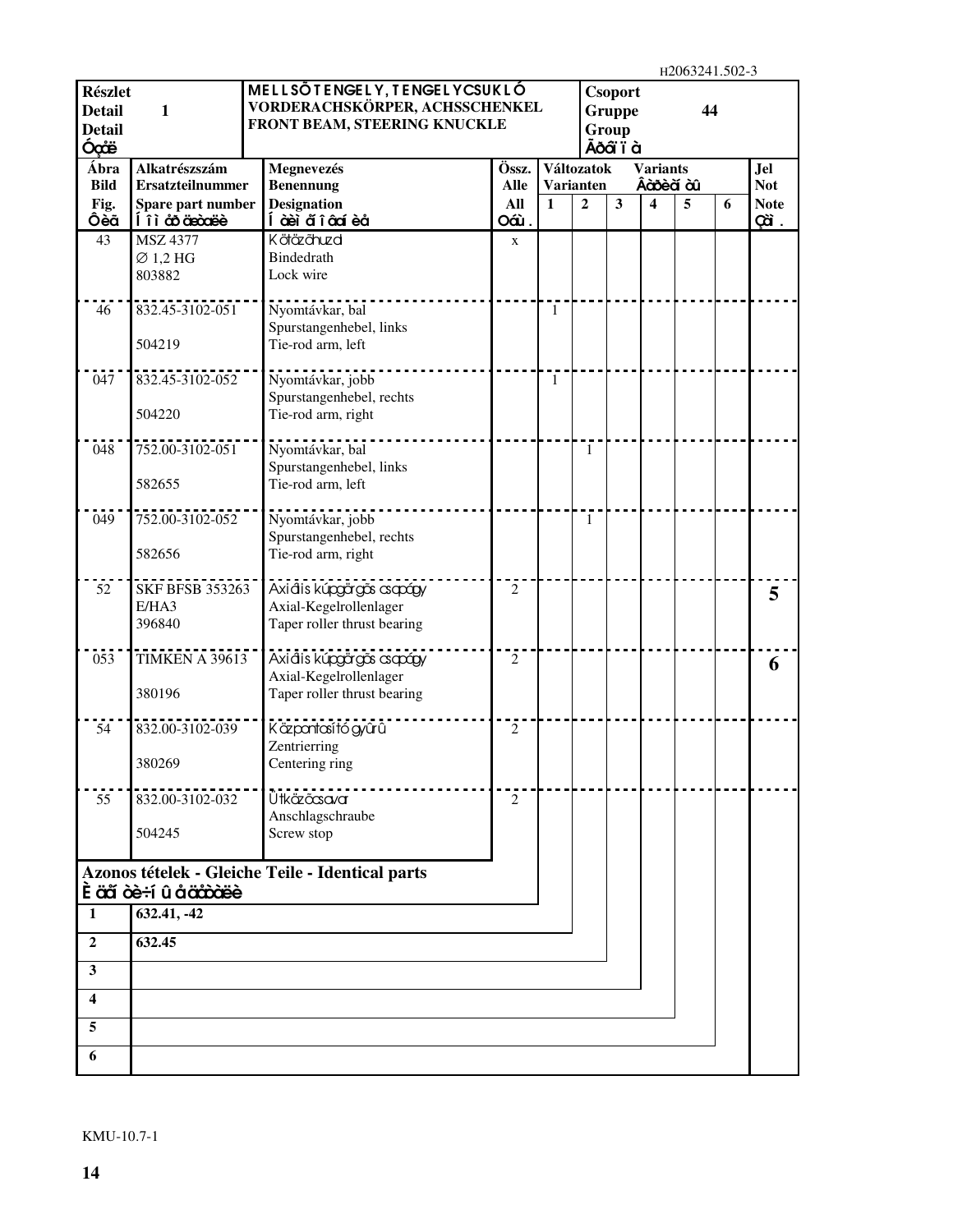| Részlet Detail Detail Узел | 1 | MELLSŐ TENGELY, TENGELYCSUKLÓ VORDERACHSKÖRPER, ACHSSCHENKEL FRONT BEAM, STEERING KNUCKLE | | Csoport Gruppe Group Группа | 44 | | | | | |
|---|---|---|---|---|---|---|---|---|---|---|
| Ábra Bild Fig. Фиг | Alkatrészszám Ersatzteilnummer Spare part number Номер детали | Megnevezés Benennung Designation Наименование | Össz. Alle All Общ. | Változatok Varianten Variants Варианты | | | | | | Jel Not Note Прим. |
| | | | | 1 | 2 | 3 | 4 | 5 | 6 | |
| 43 | MSZ 4377 Ø 1,2 HG 803882 | Kötözőhuzal Bindedrath Lock wire | x | | | | | | | |
| 46 | 832.45-3102-051 504219 | Nyomtávkar, bal Spurstangenhebel, links Tie-rod arm, left | | 1 | | | | | | |
| 047 | 832.45-3102-052 504220 | Nyomtávkar, jobb Spurstangenhebel, rechts Tie-rod arm, right | | 1 | | | | | | |
| 048 | 752.00-3102-051 582655 | Nyomtávkar, bal Spurstangenhebel, links Tie-rod arm, left | | | 1 | | | | | |
| 049 | 752.00-3102-052 582656 | Nyomtávkar, jobb Spurstangenhebel, rechts Tie-rod arm, right | | | 1 | | | | | |
| 52 | SKF BFSB 353263 E/HA3 396840 | Axiális kúpgörgős csapágy Axial-Kegelrollenlager Taper roller thrust bearing | 2 | | | | | | | 5 |
| 053 | TIMKEN A 39613 380196 | Axiális kúpgörgős csapágy Axial-Kegelrollenlager Taper roller thrust bearing | 2 | | | | | | | 6 |
| 54 | 832.00-3102-039 380269 | Központosító gyűrű Zentrierring Centering ring | 2 | | | | | | | |
| 55 | 832.00-3102-032 504245 | Ütközőcsavar Anschlagschraube Screw stop | 2 | | | | | | | |

**Azonos tételek - Gleiche Teile - Identical parts**
**Идентичные детали**

| | |
|---|---|
| 1 | 632.41, -42 |
| 2 | 632.45 |
| 3 | |
| 4 | |
| 5 | |
| 6 | |

KMU-10.7-1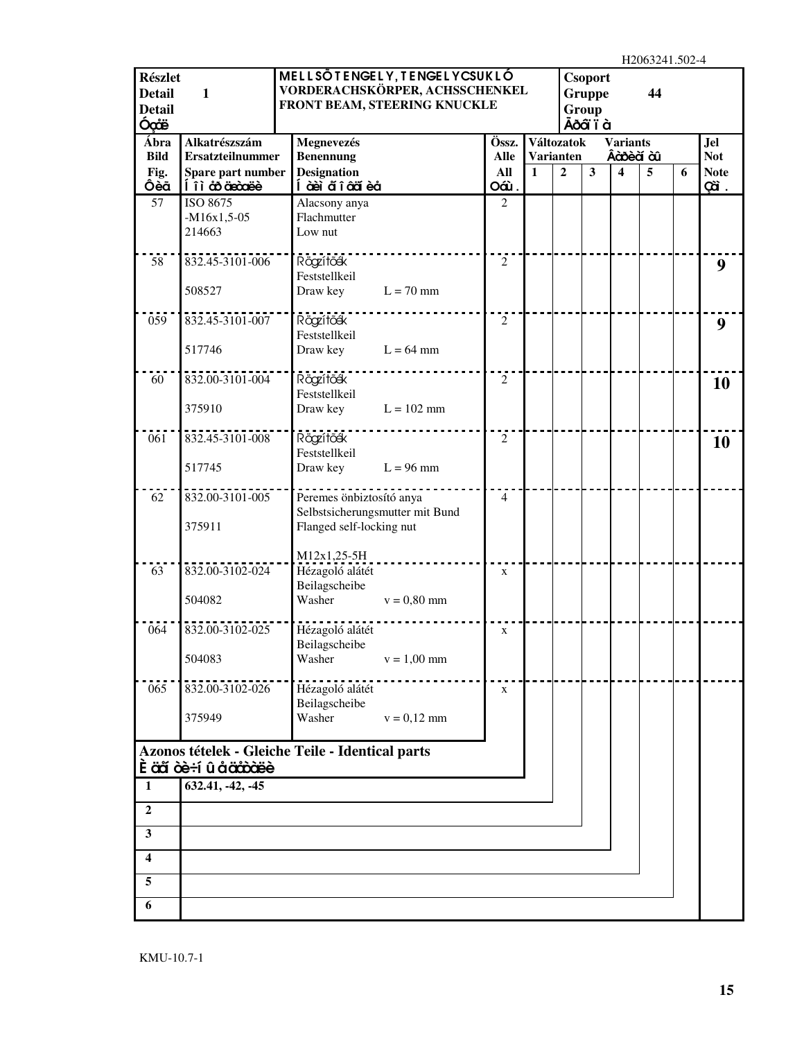| Részlet Detail Detail Óçåë | 1 | MELLSŐ TENGELY, TENGELYCSUKLÓ VORDERACHSKÖRPER, ACHSSCHENKEL FRONT BEAM, STEERING KNUCKLE | | Csoport Gruppe Group Ãðóïïà | 44 | | | | | |
|---|---|---|---|---|---|---|---|---|---|---|
| **Ábra Bild Fig. Ôèã** | **Alkatrészszám Ersatzteilnummer Spare part number Íîìåð äåòàëè** | **Megnevezés Benennung Designation Íàèìåíîâàíèå** | **Össz. Alle All Âñå.** | **Változatok Varianten Variants Âàðèàíòû 1** | **2** | **3** | **4** | **5** | **6** | **Jel Not Note Çàì.** |
| 57 | ISO 8675 -M16x1,5-05 214663 | Alacsony anya Flachmutter Low nut | 2 | | | | | | | |
| 58 | 832.45-3101-006 508527 | Rögzítőék Feststellkeil Draw key L = 70 mm | 2 | | | | | | | **9** |
| 059 | 832.45-3101-007 517746 | Rögzítőék Feststellkeil Draw key L = 64 mm | 2 | | | | | | | **9** |
| 60 | 832.00-3101-004 375910 | Rögzítőék Feststellkeil Draw key L = 102 mm | 2 | | | | | | | **10** |
| 061 | 832.45-3101-008 517745 | Rögzítőék Feststellkeil Draw key L = 96 mm | 2 | | | | | | | **10** |
| 62 | 832.00-3101-005 375911 | Peremes önbiztosító anya Selbstsicherungsmutter mit Bund Flanged self-locking nut M12x1,25-5H | 4 | | | | | | | |
| 63 | 832.00-3102-024 504082 | Hézagoló alátét Beilagscheibe Washer v = 0,80 mm | x | | | | | | | |
| 064 | 832.00-3102-025 504083 | Hézagoló alátét Beilagscheibe Washer v = 1,00 mm | x | | | | | | | |
| 065 | 832.00-3102-026 375949 | Hézagoló alátét Beilagscheibe Washer v = 0,12 mm | x | | | | | | | |

**Azonos tételek - Gleiche Teile - Identical parts**
**Èäåíòè÷íûå äåòàëè**

| | |
|---|---|
| **1** | **632.41, -42, -45** |
| **2** | |
| **3** | |
| **4** | |
| **5** | |
| **6** | |

KMU-10.7-1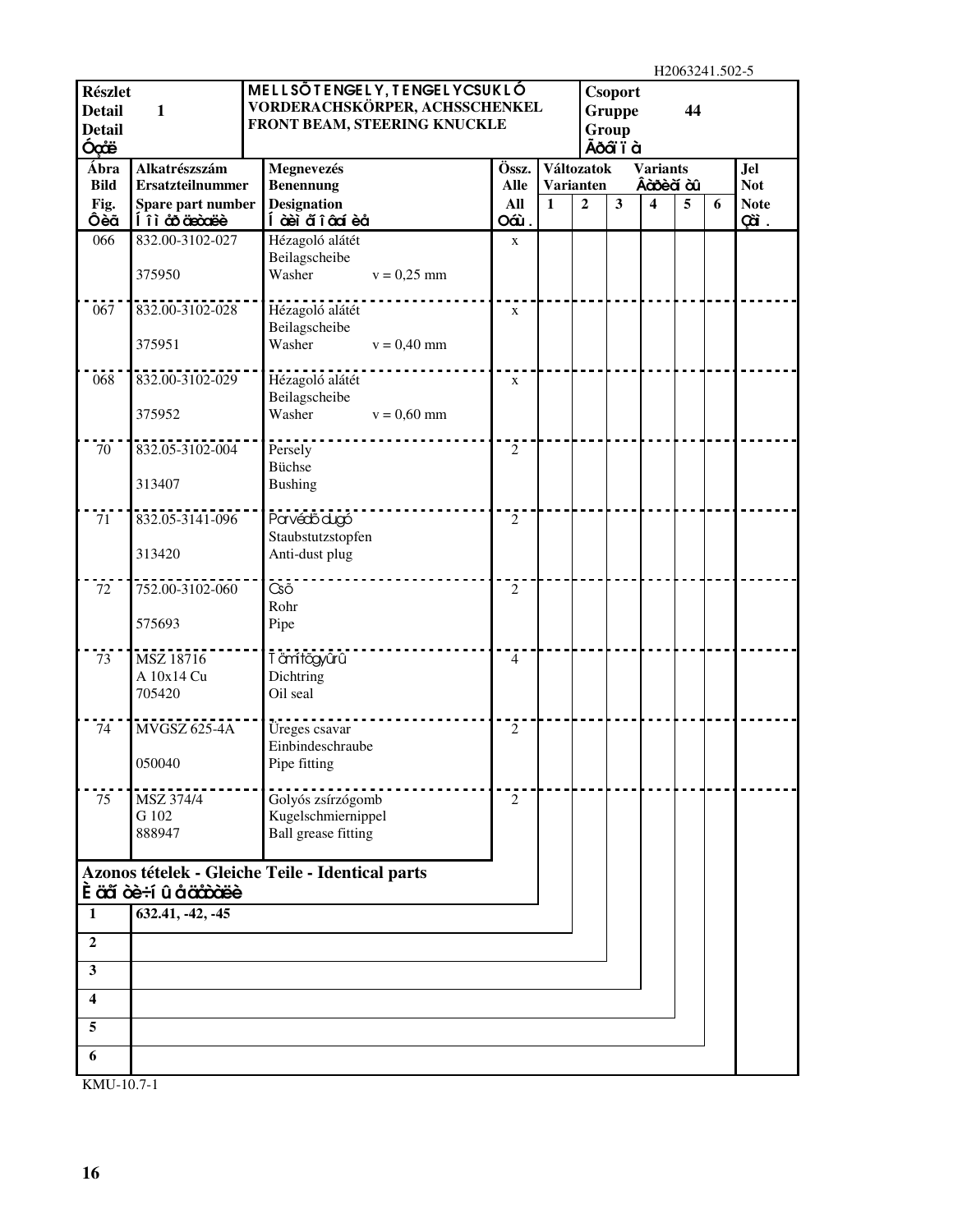| Részlet<br>Detail 1<br>Detail<br>Óçåë | MELLSŐ TENGELY, TENGELYCSUKLÓ<br>VORDERACHSKÖRPER, ACHSSCHENKEL<br>FRONT BEAM, STEERING KNUCKLE | Csoport<br>Gruppe 44<br>Group<br>Ãðóïïà |
|---|---|---|

| Ábra<br>Bild<br>Fig.<br>Ôèã | Alkatrészszám<br>Ersatzteilnummer<br>Spare part number<br>Íîìåð äåòàëè | Megnevezés<br>Benennung<br>Designation<br>Íàèìåíîâàíèå | Össz.<br>Alle<br>All<br>Óáù. | Változatok Varianten Variants Âàðèàíòû 1 | 2 | 3 | 4 | 5 | 6 | Jel<br>Not<br>Note<br>Çàì. |
|---|---|---|---|---|---|---|---|---|---|---|
| 066 | 832.00-3102-027<br>375950 | Hézagoló alátét<br>Beilagscheibe<br>Washer v = 0,25 mm | x | | | | | | | |
| 067 | 832.00-3102-028<br>375951 | Hézagoló alátét<br>Beilagscheibe<br>Washer v = 0,40 mm | x | | | | | | | |
| 068 | 832.00-3102-029<br>375952 | Hézagoló alátét<br>Beilagscheibe<br>Washer v = 0,60 mm | x | | | | | | | |
| 70 | 832.05-3102-004<br>313407 | Persely<br>Büchse<br>Bushing | 2 | | | | | | | |
| 71 | 832.05-3141-096<br>313420 | Porvédő dugó<br>Staubstutzstopfen<br>Anti-dust plug | 2 | | | | | | | |
| 72 | 752.00-3102-060<br>575693 | Cső<br>Rohr<br>Pipe | 2 | | | | | | | |
| 73 | MSZ 18716<br>A 10x14 Cu<br>705420 | Tömítőgyűrű<br>Dichtring<br>Oil seal | 4 | | | | | | | |
| 74 | MVGSZ 625-4A<br>050040 | Üreges csavar<br>Einbindeschraube<br>Pipe fitting | 2 | | | | | | | |
| 75 | MSZ 374/4<br>G 102<br>888947 | Golyós zsírzógomb<br>Kugelschmiernippel<br>Ball grease fitting | 2 | | | | | | | |

**Azonos tételek - Gleiche Teile - Identical parts**
**Èäåíòè÷íûå äåòàëè**

| | |
|---|---|
| 1 | 632.41, -42, -45 |
| 2 | |
| 3 | |
| 4 | |
| 5 | |
| 6 | |

KMU-10.7-1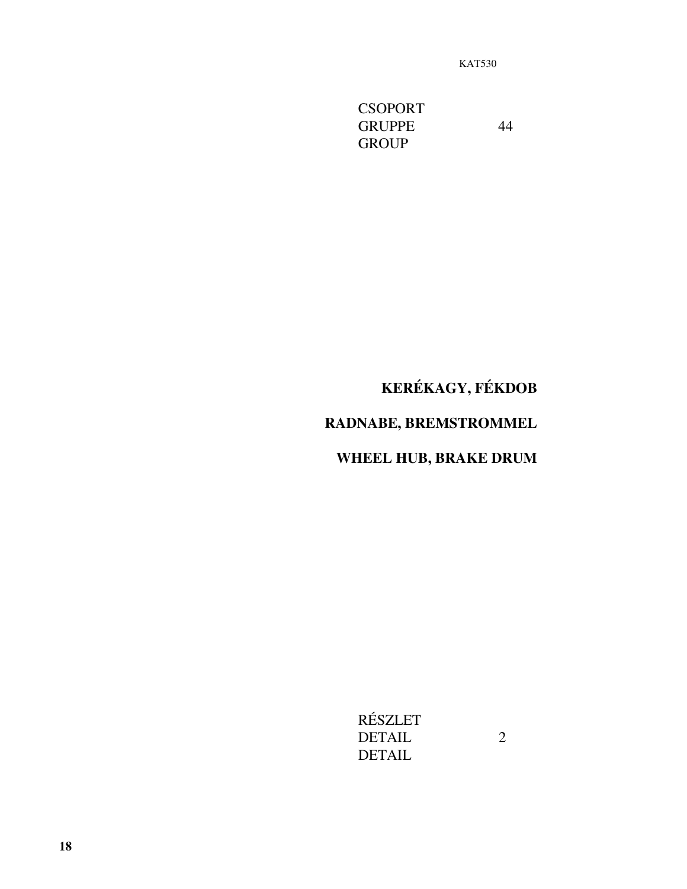KAT530

CSOPORT
GRUPPE 44
GROUP

# KERÉKAGY, FÉKDOB

# RADNABE, BREMSTROMMEL

# WHEEL HUB, BRAKE DRUM

RÉSZLET
DETAIL 2
DETAIL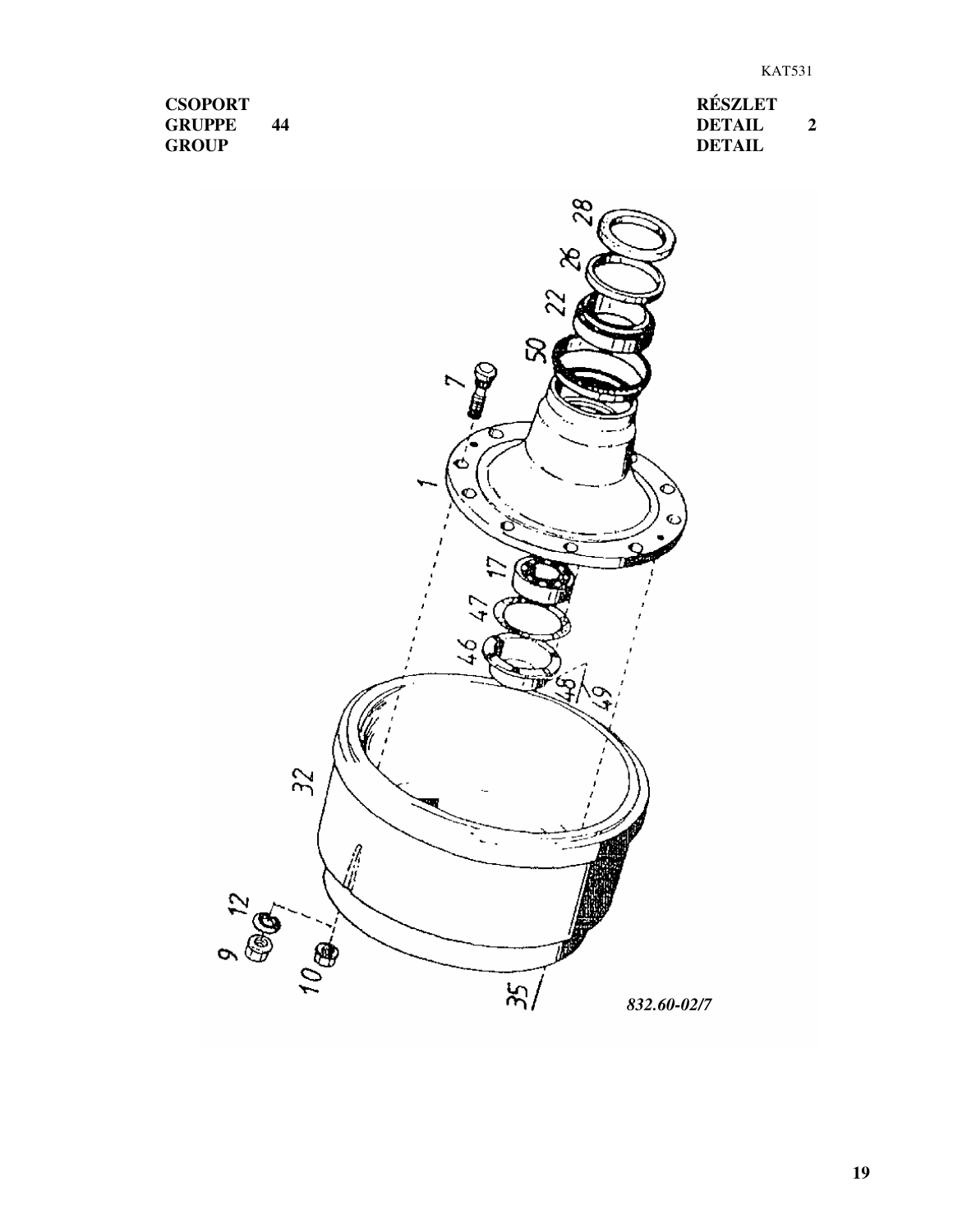| | | | |
|---|---|---|---|
| **CSOPORT** | | **RÉSZLET** | |
| **GRUPPE** | **44** | **DETAIL** | **2** |
| **GROUP** | | **DETAIL** | |

28
26
22
50
7
1
17
47
46
48
49
32
12
9
10
35

*832.60-02/7*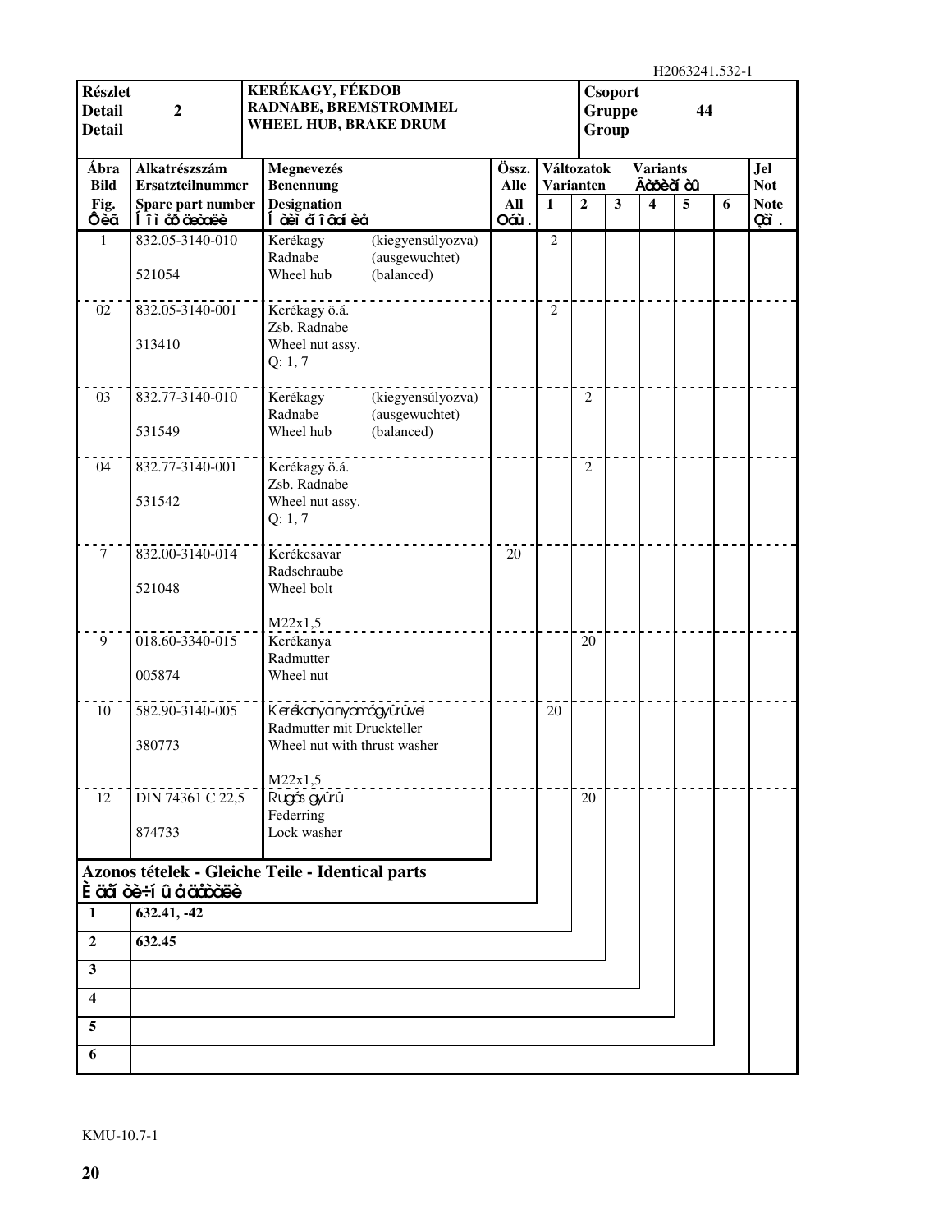H2063241.532-1

| Részlet<br>Detail<br>Detail | 2 | KERÉKAGY, FÉKDOB<br>RADNABE, BREMSTROMMEL<br>WHEEL HUB, BRAKE DRUM | Csoport<br>Gruppe<br>Group | 44 |
|---|---|---|---|---|

| Ábra<br>Bild<br>Fig.<br>Ôèã | Alkatrészszám<br>Ersatzteilnummer<br>Spare part number<br>Íîìåð äåòàëè | Megnevezés<br>Benennung<br>Designation<br>Íàèìåíîâàíèå | Össz.<br>Alle<br>All<br>Óáù. | Változatok / Varianten / Variants / Âàðèàíòû<br>1 | 2 | 3 | 4 | 5 | 6 | Jel<br>Not<br>Note<br>Çàì. |
|---|---|---|---|---|---|---|---|---|---|---|
| 1 | 832.05-3140-010<br>521054 | Kerékagy (kiegyensúlyozva)<br>Radnabe (ausgewuchtet)<br>Wheel hub (balanced) | | 2 | | | | | | |
| 02 | 832.05-3140-001<br>313410 | Kerékagy ö.á.<br>Zsb. Radnabe<br>Wheel nut assy.<br>Q: 1, 7 | | 2 | | | | | | |
| 03 | 832.77-3140-010<br>531549 | Kerékagy (kiegyensúlyozva)<br>Radnabe (ausgewuchtet)<br>Wheel hub (balanced) | | | 2 | | | | | |
| 04 | 832.77-3140-001<br>531542 | Kerékagy ö.á.<br>Zsb. Radnabe<br>Wheel nut assy.<br>Q: 1, 7 | | | 2 | | | | | |
| 7 | 832.00-3140-014<br>521048 | Kerékcsavar<br>Radschraube<br>Wheel bolt<br>M22x1,5 | 20 | | | | | | | |
| 9 | 018.60-3340-015<br>005874 | Kerékanya<br>Radmutter<br>Wheel nut | | | 20 | | | | | |
| 10 | 582.90-3140-005<br>380773 | Kerékanya nyomógyűrűvel<br>Radmutter mit Druckteller<br>Wheel nut with thrust washer<br>M22x1,5 | | 20 | | | | | | |
| 12 | DIN 74361 C 22,5<br>874733 | Rugós gyűrű<br>Federring<br>Lock washer | | | 20 | | | | | |

**Azonos tételek - Gleiche Teile - Identical parts**
**Èäåíòè÷íûå äåòàëè**

| | |
|---|---|
| 1 | 632.41, -42 |
| 2 | 632.45 |
| 3 | |
| 4 | |
| 5 | |
| 6 | |

KMU-10.7-1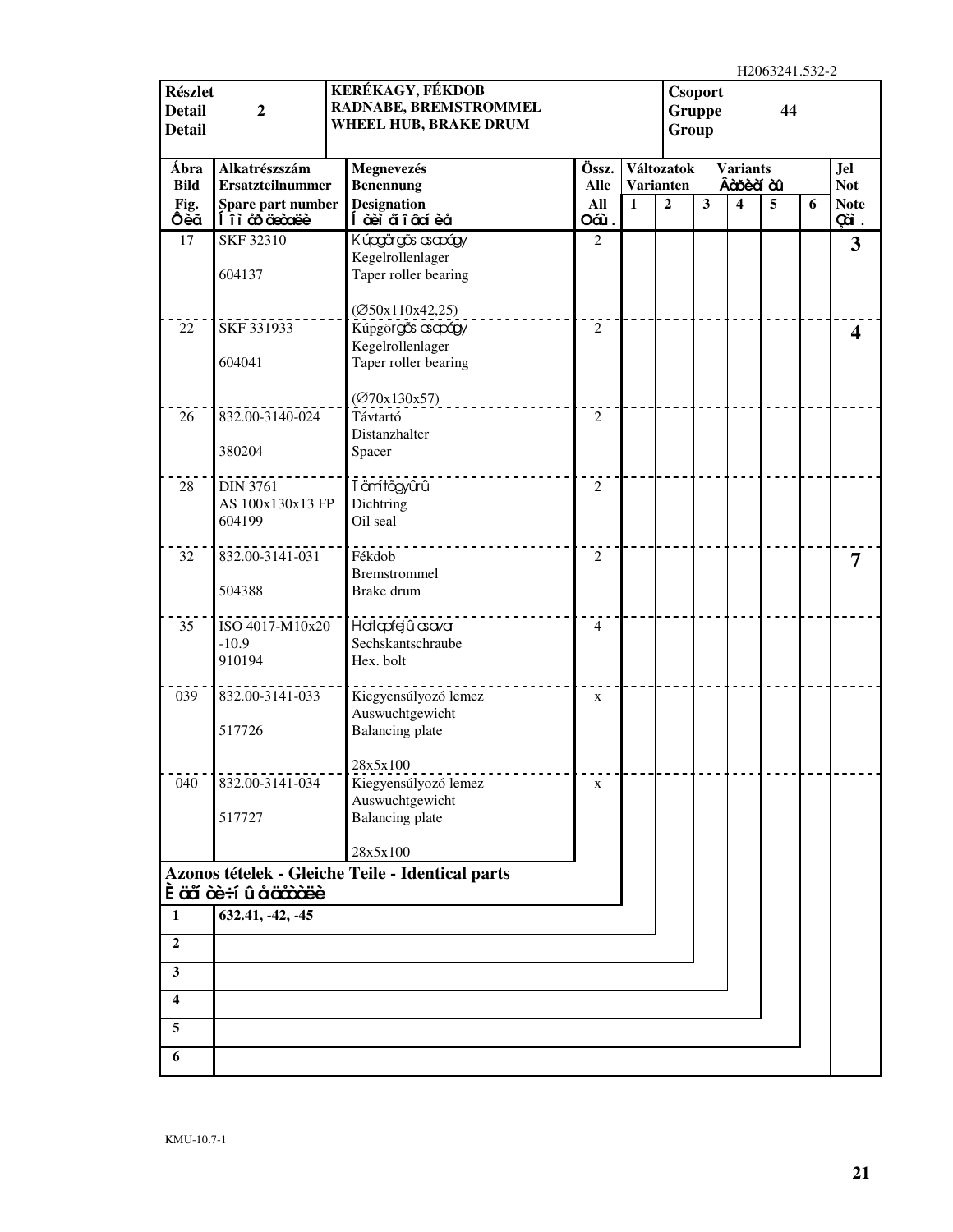H2063241.532-2

| Részlet / Detail / Detail | 2 | KERÉKAGY, FÉKDOB / RADNABE, BREMSTROMMEL / WHEEL HUB, BRAKE DRUM | Csoport / Gruppe / Group | 44 |
|---|---|---|---|---|

| Ábra / Bild / Fig. / Фиг | Alkatrészszám / Ersatzteilnummer / Spare part number / Номер детали | Megnevezés / Benennung / Designation / Наименование | Össz. / Alle / All / Общ. | Változatok / Varianten 1 | 2 | 3 | 4 | 5 | Variants / Варианты 6 | Jel / Not / Note / Прим. |
|---|---|---|---|---|---|---|---|---|---|---|
| 17 | SKF 32310<br>604137 | Kúpgörgős csapágy<br>Kegelrollenlager<br>Taper roller bearing<br>(∅50x110x42,25) | 2 | | | | | | | 3 |
| 22 | SKF 331933<br>604041 | Kúpgörgős csapágy<br>Kegelrollenlager<br>Taper roller bearing<br>(∅70x130x57) | 2 | | | | | | | 4 |
| 26 | 832.00-3140-024<br>380204 | Távtartó<br>Distanzhalter<br>Spacer | 2 | | | | | | | |
| 28 | DIN 3761<br>AS 100x130x13 FP<br>604199 | Tömítőgyűrű<br>Dichtring<br>Oil seal | 2 | | | | | | | |
| 32 | 832.00-3141-031<br>504388 | Fékdob<br>Bremstrommel<br>Brake drum | 2 | | | | | | | 7 |
| 35 | ISO 4017-M10x20<br>-10.9<br>910194 | Hatlapfejű csavar<br>Sechskantschraube<br>Hex. bolt | 4 | | | | | | | |
| 039 | 832.00-3141-033<br>517726 | Kiegyensúlyozó lemez<br>Auswuchtgewicht<br>Balancing plate<br>28x5x100 | x | | | | | | | |
| 040 | 832.00-3141-034<br>517727 | Kiegyensúlyozó lemez<br>Auswuchtgewicht<br>Balancing plate<br>28x5x100 | x | | | | | | | |

**Azonos tételek - Gleiche Teile - Identical parts**
**Идентичные детали**

| | |
|---|---|
| **1** | **632.41, -42, -45** |
| **2** | |
| **3** | |
| **4** | |
| **5** | |
| **6** | |

KMU-10.7-1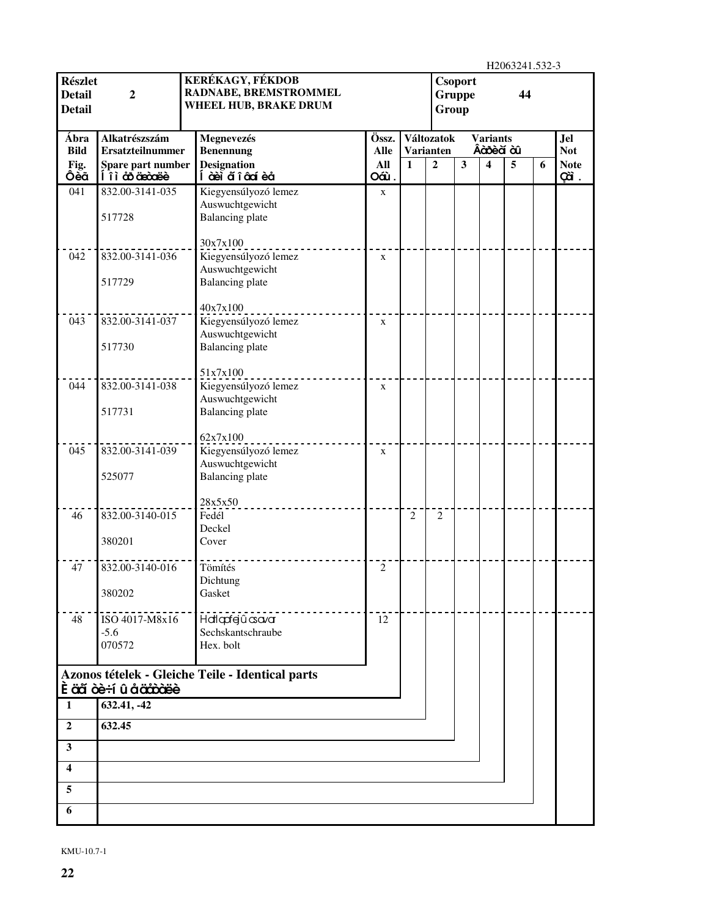H2063241.532-3

| Részlet<br>Detail<br>Detail | 2 | KERÉKAGY, FÉKDOB<br>RADNABE, BREMSTROMMEL<br>WHEEL HUB, BRAKE DRUM | Csoport<br>Gruppe<br>Group | 44 |
|---|---|---|---|---|

| Ábra<br>Bild<br>Fig.<br>Ôèã | Alkatrészszám<br>Ersatzteilnummer<br>Spare part number<br>Í î ì åð äåòàëè | Megnevezés<br>Benennung<br>Designation<br>Í àèì ãí îâàí èå | Össz.<br>Alle<br>All<br>Óâñ. | Változatok Varianten Variants Âàðèàí òû<br>1 | 2 | 3 | 4 | 5 | 6 | Jel<br>Not<br>Note<br>Çàì . |
|---|---|---|---|---|---|---|---|---|---|---|
| 041 | 832.00-3141-035<br><br>517728 | Kiegyensúlyozó lemez<br>Auswuchtgewicht<br>Balancing plate<br><br>30x7x100 | x | | | | | | | |
| 042 | 832.00-3141-036<br><br>517729 | Kiegyensúlyozó lemez<br>Auswuchtgewicht<br>Balancing plate<br><br>40x7x100 | x | | | | | | | |
| 043 | 832.00-3141-037<br><br>517730 | Kiegyensúlyozó lemez<br>Auswuchtgewicht<br>Balancing plate<br><br>51x7x100 | x | | | | | | | |
| 044 | 832.00-3141-038<br><br>517731 | Kiegyensúlyozó lemez<br>Auswuchtgewicht<br>Balancing plate<br><br>62x7x100 | x | | | | | | | |
| 045 | 832.00-3141-039<br><br>525077 | Kiegyensúlyozó lemez<br>Auswuchtgewicht<br>Balancing plate<br><br>28x5x50 | x | | | | | | | |
| 46 | 832.00-3140-015<br><br>380201 | Fedél<br>Deckel<br>Cover | | 2 | 2 | | | | | |
| 47 | 832.00-3140-016<br><br>380202 | Tömítés<br>Dichtung<br>Gasket | 2 | | | | | | | |
| 48 | ISO 4017-M8x16<br>-5.6<br>070572 | Hatlapfejű csavar<br>Sechskantschraube<br>Hex. bolt | 12 | | | | | | | |

**Azonos tételek - Gleiche Teile - Identical parts**
**Èäåí òè÷í û å äåòàëè**

| | |
|---|---|
| **1** | **632.41, -42** |
| **2** | **632.45** |
| **3** | |
| **4** | |
| **5** | |
| **6** | |

KMU-10.7-1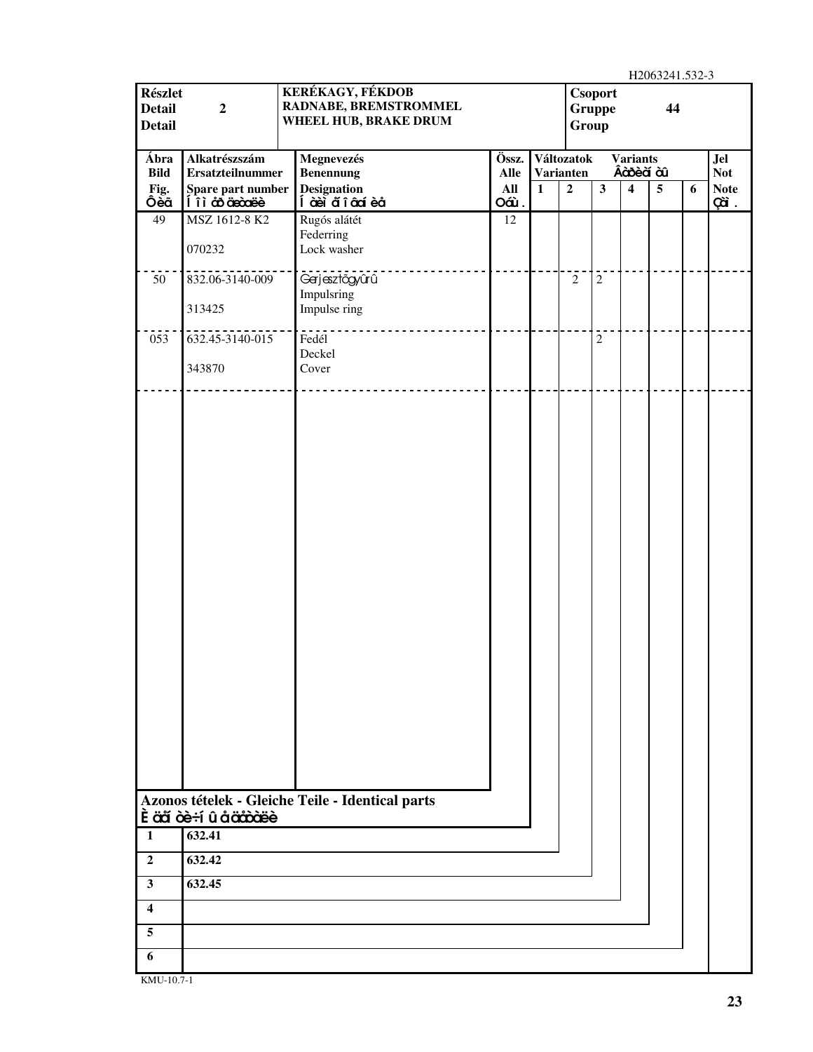H2063241.532-3

| Részlet<br>Detail<br>Detail | 2 | KERÉKAGY, FÉKDOB<br>RADNABE, BREMSTROMMEL<br>WHEEL HUB, BRAKE DRUM | Csoport<br>Gruppe<br>Group | 44 |
|---|---|---|---|---|

| Ábra<br>Bild<br>Fig.<br>Ôèã | Alkatrészszám<br>Ersatzteilnummer<br>Spare part number<br>Íîì åð äåòàëè | Megnevezés<br>Benennung<br>Designation<br>Íàèì åíîâàíèå | Össz.<br>Alle<br>All<br>Âñü. | Változatok Varianten Variants Âàðèàíòû 1 | 2 | 3 | 4 | 5 | 6 | Jel<br>Not<br>Note<br>Çàì. |
|---|---|---|---|---|---|---|---|---|---|---|
| 49 | MSZ 1612-8 K2<br><br>070232 | Rugós alátét<br>Federring<br>Lock washer | 12 | | | | | | | |
| 50 | 832.06-3140-009<br><br>313425 | Gerjesztőgyűrű<br>Impulsring<br>Impulse ring | | | 2 | 2 | | | | |
| 053 | 632.45-3140-015<br><br>343870 | Fedél<br>Deckel<br>Cover | | | | 2 | | | | |

**Azonos tételek - Gleiche Teile - Identical parts**
**Èäåíòè÷íûå äåòàëè**

| | |
|---|---|
| **1** | **632.41** |
| **2** | **632.42** |
| **3** | **632.45** |
| **4** | |
| **5** | |
| **6** | |

KMU-10.7-1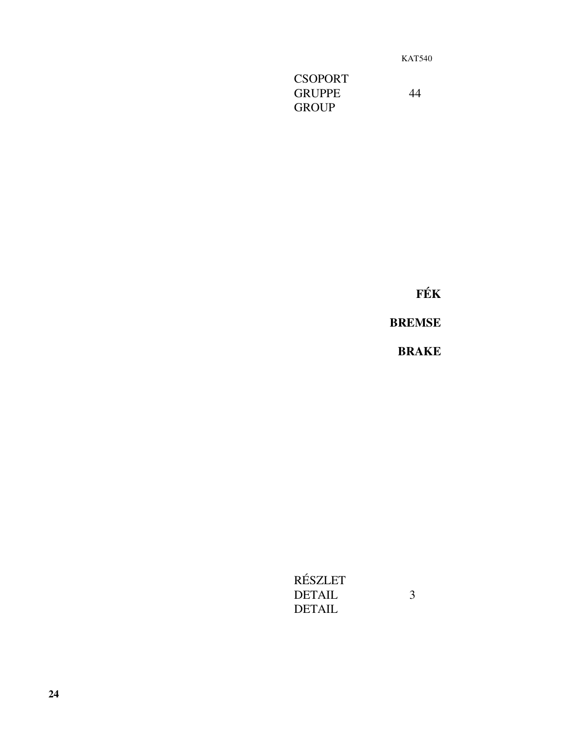KAT540

CSOPORT
GRUPPE
GROUP

44

**FÉK**

**BREMSE**

**BRAKE**

RÉSZLET
DETAIL
DETAIL

3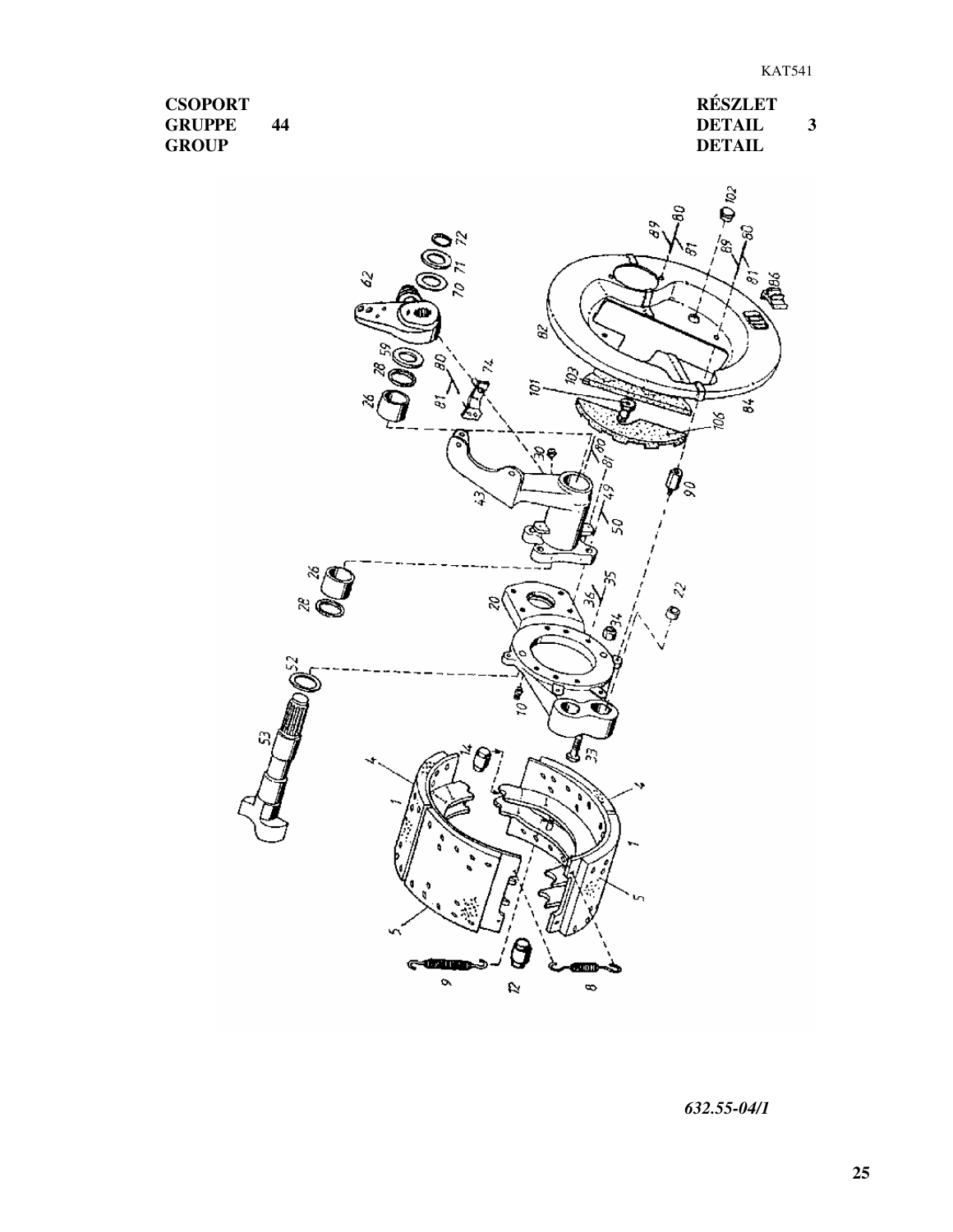| CSOPORT | | RÉSZLET | |
|---|---|---|---|
| GRUPPE | 44 | DETAIL | 3 |
| GROUP | | DETAIL | |

*632.55-04/1*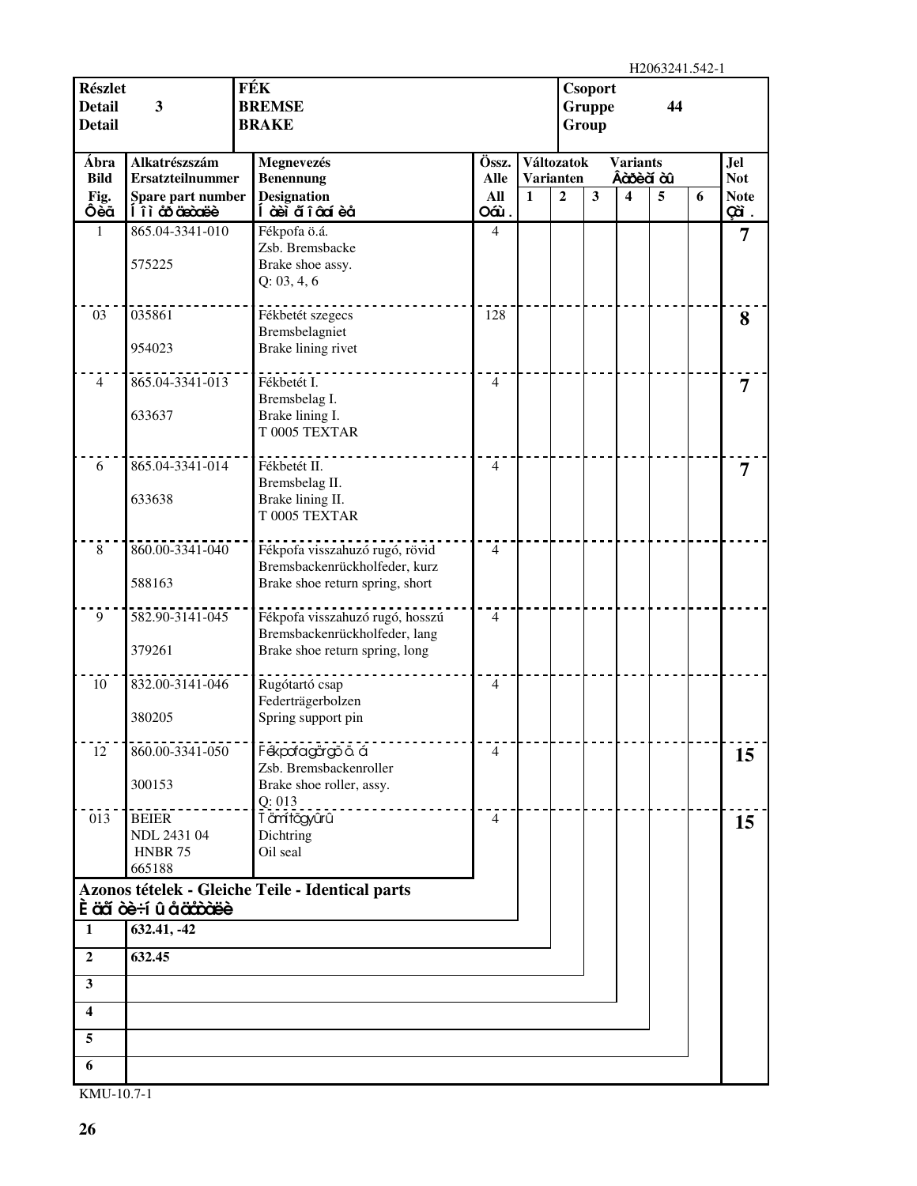H2063241.542-1

| Részlet<br>Detail<br>Detail | 3 | FÉK<br>BREMSE<br>BRAKE | Csoport<br>Gruppe<br>Group | 44 |
|---|---|---|---|---|

| Ábra<br>Bild<br>Fig.<br>Ôèã | Alkatrészszám<br>Ersatzteilnummer<br>Spare part number<br>Íîì åð äåòàëè | Megnevezés<br>Benennung<br>Designation<br>Íàèìåíîâàíèå | Össz.<br>Alle<br>All<br>Oáù. | Változatok Varianten 1 | 2 | 3 | Variants Âàðèàíòû 4 | 5 | 6 | Jel<br>Not<br>Note<br>Çàì. |
|---|---|---|---|---|---|---|---|---|---|---|
| 1 | 865.04-3341-010<br><br>575225 | Fékpofa ö.á.<br>Zsb. Bremsbacke<br>Brake shoe assy.<br>Q: 03, 4, 6 | 4 | | | | | | | 7 |
| 03 | 035861<br><br>954023 | Fékbetét szegecs<br>Bremsbelagniet<br>Brake lining rivet | 128 | | | | | | | 8 |
| 4 | 865.04-3341-013<br><br>633637 | Fékbetét I.<br>Bremsbelag I.<br>Brake lining I.<br>T 0005 TEXTAR | 4 | | | | | | | 7 |
| 6 | 865.04-3341-014<br><br>633638 | Fékbetét II.<br>Bremsbelag II.<br>Brake lining II.<br>T 0005 TEXTAR | 4 | | | | | | | 7 |
| 8 | 860.00-3341-040<br><br>588163 | Fékpofa visszahuzó rugó, rövid<br>Bremsbackenrückholfeder, kurz<br>Brake shoe return spring, short | 4 | | | | | | | |
| 9 | 582.90-3141-045<br><br>379261 | Fékpofa visszahuzó rugó, hosszú<br>Bremsbackenrückholfeder, lang<br>Brake shoe return spring, long | 4 | | | | | | | |
| 10 | 832.00-3141-046<br><br>380205 | Rugótartó csap<br>Federträgerbolzen<br>Spring support pin | 4 | | | | | | | |
| 12 | 860.00-3341-050<br><br>300153 | Fékpofa görgő ö.á.<br>Zsb. Bremsbackenroller<br>Brake shoe roller, assy.<br>Q: 013 | 4 | | | | | | | 15 |
| 013 | BEIER<br>NDL 2431 04<br>HNBR 75<br>665188 | Tömítőgyűrű<br>Dichtring<br>Oil seal | 4 | | | | | | | 15 |

**Azonos tételek - Gleiche Teile - Identical parts**
**Èäåíòè÷íûå äåòàëè**

| | |
|---|---|
| 1 | 632.41, -42 |
| 2 | 632.45 |
| 3 | |
| 4 | |
| 5 | |
| 6 | |

KMU-10.7-1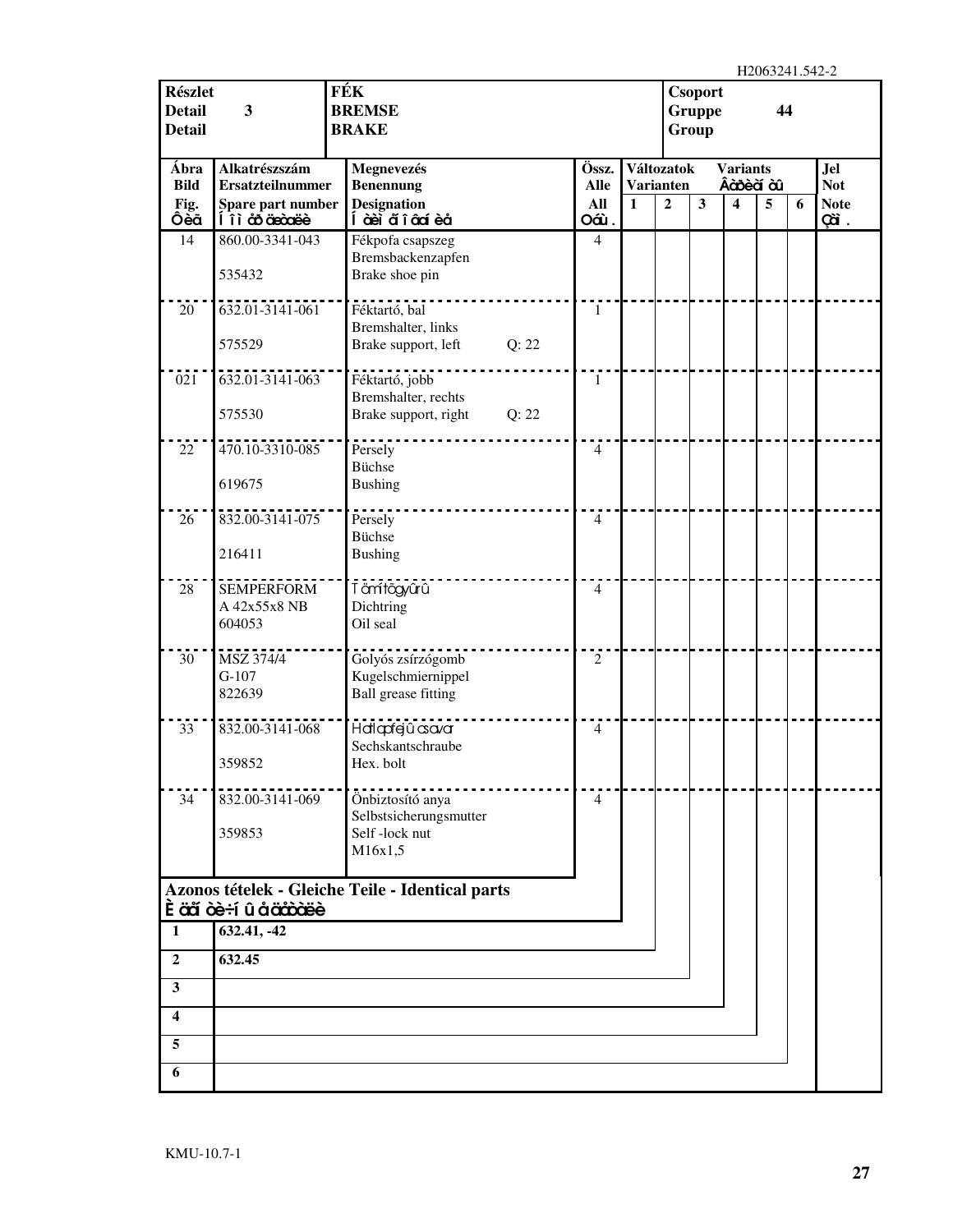| Részlet Detail Detail | 3 | FÉK BREMSE BRAKE | Csoport Gruppe Group | 44 |
|---|---|---|---|---|

| Ábra Bild Fig. Фиг | Alkatrészszám Ersatzteilnummer Spare part number Номер детали | Megnevezés Benennung Designation Наименование | Össz. Alle All Общ. | Változatok Varianten Variants Варианты 1 | 2 | 3 | 4 | 5 | 6 | Jel Not Note Зам. |
|---|---|---|---|---|---|---|---|---|---|---|
| 14 | 860.00-3341-043<br>535432 | Fékpofa csapszeg<br>Bremsbackenzapfen<br>Brake shoe pin | 4 | | | | | | | |
| 20 | 632.01-3141-061<br>575529 | Féktartó, bal<br>Bremshalter, links<br>Brake support, left Q: 22 | 1 | | | | | | | |
| 021 | 632.01-3141-063<br>575530 | Féktartó, jobb<br>Bremshalter, rechts<br>Brake support, right Q: 22 | 1 | | | | | | | |
| 22 | 470.10-3310-085<br>619675 | Persely<br>Büchse<br>Bushing | 4 | | | | | | | |
| 26 | 832.00-3141-075<br>216411 | Persely<br>Büchse<br>Bushing | 4 | | | | | | | |
| 28 | SEMPERFORM<br>A 42x55x8 NB<br>604053 | Tömítőgyűrű<br>Dichtring<br>Oil seal | 4 | | | | | | | |
| 30 | MSZ 374/4<br>G-107<br>822639 | Golyós zsírzógomb<br>Kugelschmiernippel<br>Ball grease fitting | 2 | | | | | | | |
| 33 | 832.00-3141-068<br>359852 | Hatlapfejű csavar<br>Sechskantschraube<br>Hex. bolt | 4 | | | | | | | |
| 34 | 832.00-3141-069<br>359853 | Önbiztosító anya<br>Selbstsicherungsmutter<br>Self -lock nut<br>M16x1,5 | 4 | | | | | | | |

**Azonos tételek - Gleiche Teile - Identical parts**
**Идентичные детали**

| | |
|---|---|
| 1 | 632.41, -42 |
| 2 | 632.45 |
| 3 | |
| 4 | |
| 5 | |
| 6 | |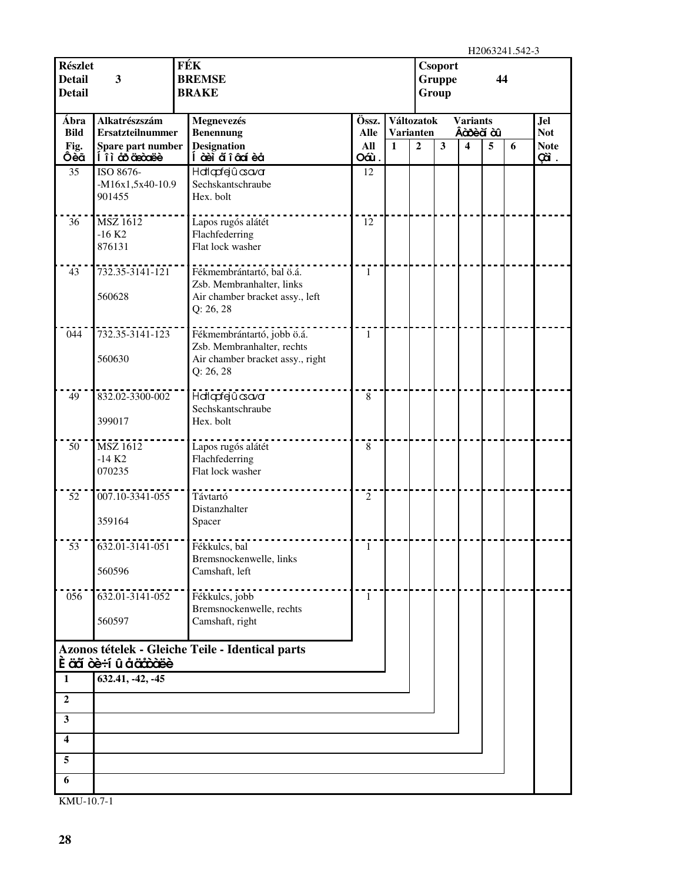H2063241.542-3

| Részlet<br>Detail<br>Detail | 3 | FÉK<br>BREMSE<br>BRAKE | | Csoport<br>Gruppe<br>Group | 44 | | | | | |
|---|---|---|---|---|---|---|---|---|---|---|

| Ábra<br>Bild<br>Fig.<br>Ôèã | Alkatrészszám<br>Ersatzteilnummer<br>Spare part number<br>Í î ì åð äåòàëè | Megnevezés<br>Benennung<br>Designation<br>Í àèì åí î âàí èå | Össz.<br>Alle<br>All<br>Óåù . | Változatok Varianten 1 | 2 | 3 | Variants Âàðèàí òû 4 | 5 | 6 | Jel<br>Not<br>Note<br>Çàì . |
|---|---|---|---|---|---|---|---|---|---|---|
| 35 | ISO 8676-<br>-M16x1,5x40-10.9<br>901455 | Hatlapfejû csavar<br>Sechskantschraube<br>Hex. bolt | 12 | | | | | | | |
| 36 | MSZ 1612<br>-16 K2<br>876131 | Lapos rugós alátét<br>Flachfederring<br>Flat lock washer | 12 | | | | | | | |
| 43 | 732.35-3141-121<br><br>560628 | Fékmembrántartó, bal ö.á.<br>Zsb. Membranhalter, links<br>Air chamber bracket assy., left<br>Q: 26, 28 | 1 | | | | | | | |
| 044 | 732.35-3141-123<br><br>560630 | Fékmembrántartó, jobb ö.á.<br>Zsb. Membranhalter, rechts<br>Air chamber bracket assy., right<br>Q: 26, 28 | 1 | | | | | | | |
| 49 | 832.02-3300-002<br><br>399017 | Hatlapfejû csavar<br>Sechskantschraube<br>Hex. bolt | 8 | | | | | | | |
| 50 | MSZ 1612<br>-14 K2<br>070235 | Lapos rugós alátét<br>Flachfederring<br>Flat lock washer | 8 | | | | | | | |
| 52 | 007.10-3341-055<br><br>359164 | Távtartó<br>Distanzhalter<br>Spacer | 2 | | | | | | | |
| 53 | 632.01-3141-051<br><br>560596 | Fékkulcs, bal<br>Bremsnockenwelle, links<br>Camshaft, left | 1 | | | | | | | |
| 056 | 632.01-3141-052<br><br>560597 | Fékkulcs, jobb<br>Bremsnockenwelle, rechts<br>Camshaft, right | 1 | | | | | | | |

**Azonos tételek - Gleiche Teile - Identical parts**
**È äåí òè÷í û å äåòàëè**

| | |
|---|---|
| **1** | **632.41, -42, -45** |
| **2** | |
| **3** | |
| **4** | |
| **5** | |
| **6** | |

KMU-10.7-1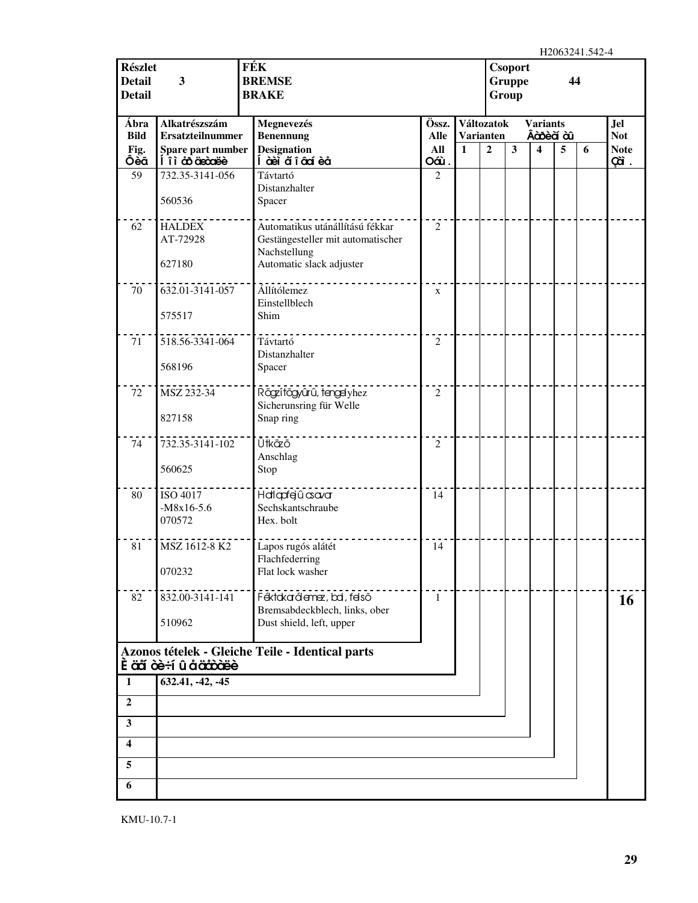H2063241.542-4

| Részlet<br>Detail 3<br>Detail | FÉK<br>BREMSE<br>BRAKE | Csoport<br>Gruppe 44<br>Group |
|---|---|---|

| Ábra<br>Bild<br>Fig.<br>Ôèã | Alkatrészszám<br>Ersatzteilnummer<br>Spare part number<br>Í îì åð äåòàëè | Megnevezés<br>Benennung<br>Designation<br>Í àèì åí îâàí èå | Össz.<br>Alle<br>All<br>Oáù. | Változatok Varianten Variants Âàðèàí òû 1 | 2 | 3 | 4 | 5 | 6 | Jel<br>Not<br>Note<br>Çàì. |
|---|---|---|---|---|---|---|---|---|---|---|
| 59 | 732.35-3141-056<br><br>560536 | Távtartó<br>Distanzhalter<br>Spacer | 2 | | | | | | | |
| 62 | HALDEX<br>AT-72928<br><br>627180 | Automatikus utánállítású fékkar<br>Gestängesteller mit automatischer Nachstellung<br>Automatic slack adjuster | 2 | | | | | | | |
| 70 | 632.01-3141-057<br><br>575517 | Állítólemez<br>Einstellblech<br>Shim | x | | | | | | | |
| 71 | 518.56-3341-064<br><br>568196 | Távtartó<br>Distanzhalter<br>Spacer | 2 | | | | | | | |
| 72 | MSZ 232-34<br><br>827158 | Rögzítőgyűrű, tengelyhez<br>Sicherunsring für Welle<br>Snap ring | 2 | | | | | | | |
| 74 | 732.35-3141-102<br><br>560625 | Ütköző<br>Anschlag<br>Stop | 2 | | | | | | | |
| 80 | ISO 4017<br>-M8x16-5.6<br>070572 | Hatlapfejű csavar<br>Sechskantschraube<br>Hex. bolt | 14 | | | | | | | |
| 81 | MSZ 1612-8 K2<br><br>070232 | Lapos rugós alátét<br>Flachfederring<br>Flat lock washer | 14 | | | | | | | |
| 82 | 832.00-3141-141<br><br>510962 | Féktakarólemez, bal, felső<br>Bremsabdeckblech, links, ober<br>Dust shield, left, upper | 1 | | | | | | | **16** |

**Azonos tételek - Gleiche Teile - Identical parts**
**È äåí òè÷í û å äåòàëè**

| | |
|---|---|
| **1** | **632.41, -42, -45** |
| **2** | |
| **3** | |
| **4** | |
| **5** | |
| **6** | |

KMU-10.7-1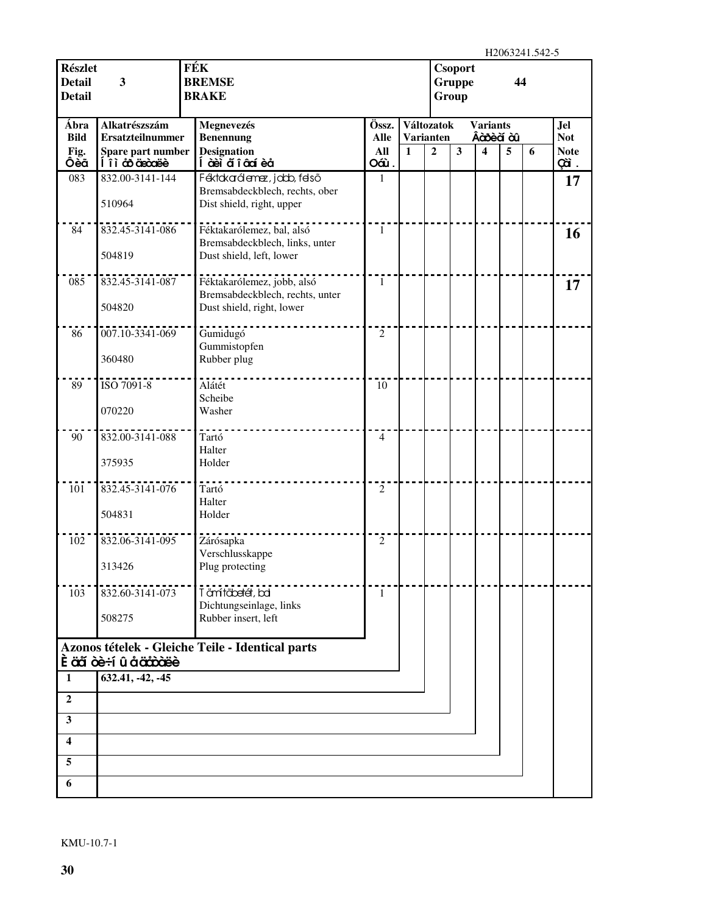H2063241.542-5

| Részlet<br>Detail<br>Detail | 3 | FÉK<br>BREMSE<br>BRAKE | Csoport<br>Gruppe<br>Group | 44 |
|---|---|---|---|---|

| Ábra<br>Bild<br>Fig.<br>Ôèã | Alkatrészszám<br>Ersatzteilnummer<br>Spare part number<br>Íîìåð äåòàëè | Megnevezés<br>Benennung<br>Designation<br>Íàèìåíîâàíèå | Össz.<br>Alle<br>All<br>Óêù. | Változatok Varianten 1 | Variants 2 | 3 | 4 | 5 | 6 | Jel<br>Not<br>Note<br>Çàì. |
|---|---|---|---|---|---|---|---|---|---|---|
| 083 | 832.00-3141-144<br>510964 | Féktakarólemez, jobb, felsõ<br>Bremsabdeckblech, rechts, ober<br>Dist shield, right, upper | 1 | | | | | | | **17** |
| 84 | 832.45-3141-086<br>504819 | Féktakarólemez, bal, alsó<br>Bremsabdeckblech, links, unter<br>Dust shield, left, lower | 1 | | | | | | | **16** |
| 085 | 832.45-3141-087<br>504820 | Féktakarólemez, jobb, alsó<br>Bremsabdeckblech, rechts, unter<br>Dust shield, right, lower | 1 | | | | | | | **17** |
| 86 | 007.10-3341-069<br>360480 | Gumidugó<br>Gummistopfen<br>Rubber plug | 2 | | | | | | | |
| 89 | ISO 7091-8<br>070220 | Alátét<br>Scheibe<br>Washer | 10 | | | | | | | |
| 90 | 832.00-3141-088<br>375935 | Tartó<br>Halter<br>Holder | 4 | | | | | | | |
| 101 | 832.45-3141-076<br>504831 | Tartó<br>Halter<br>Holder | 2 | | | | | | | |
| 102 | 832.06-3141-095<br>313426 | Zárósapka<br>Verschlusskappe<br>Plug protecting | 2 | | | | | | | |
| 103 | 832.60-3141-073<br>508275 | Tömítõbetét, bal<br>Dichtungseinlage, links<br>Rubber insert, left | 1 | | | | | | | |

**Azonos tételek - Gleiche Teile - Identical parts**
**Èäåíòè÷íû äåòàëè**

| | |
|---|---|
| **1** | **632.41, -42, -45** |
| **2** | |
| **3** | |
| **4** | |
| **5** | |
| **6** | |

KMU-10.7-1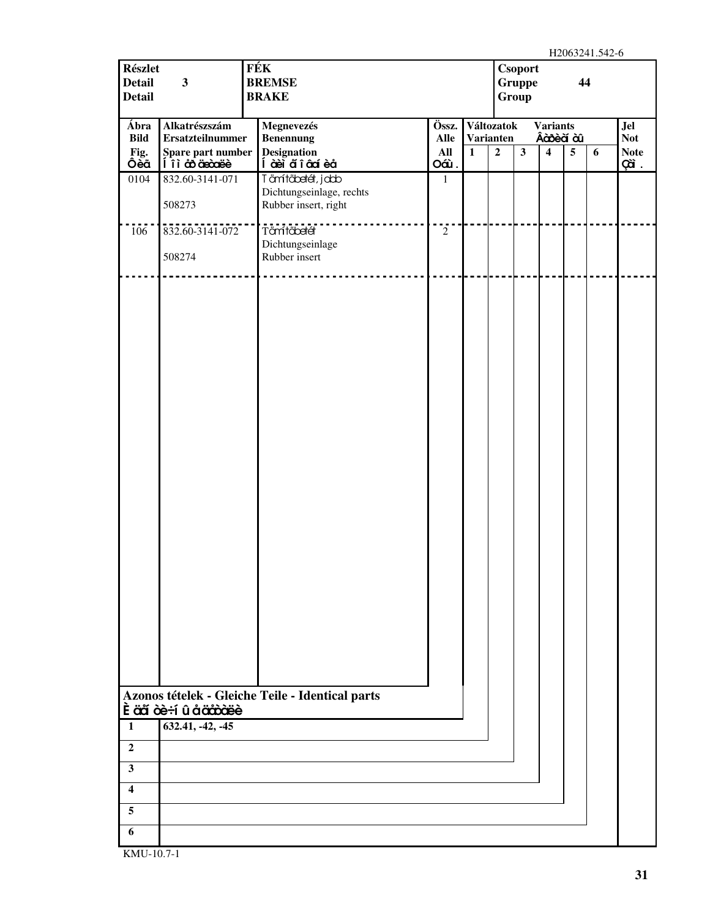H2063241.542-6

| Részlet / Detail / Detail | FÉK / BREMSE / BRAKE | Csoport / Gruppe / Group |
|---|---|---|
| 3 | | 44 |

| Ábra / Bild / Fig. / Фиг | Alkatrészszám / Ersatzteilnummer / Spare part number / Номер детали | Megnevezés / Benennung / Designation / Наименование | Össz. / Alle / All / Общ. | Változatok / Varianten / Variants / Варианты 1 | 2 | 3 | 4 | 5 | 6 | Jel / Not / Note / Зам. |
|---|---|---|---|---|---|---|---|---|---|---|
| 0104 | 832.60-3141-071<br>508273 | Tömítőbetét, jobb<br>Dichtungseinlage, rechts<br>Rubber insert, right | 1 | | | | | | | |
| 106 | 832.60-3141-072<br>508274 | Tömítőbetét<br>Dichtungseinlage<br>Rubber insert | 2 | | | | | | | |

**Azonos tételek - Gleiche Teile - Identical parts**
**Идентичные детали**

| | |
|---|---|
| 1 | 632.41, -42, -45 |
| 2 | |
| 3 | |
| 4 | |
| 5 | |
| 6 | |

KMU-10.7-1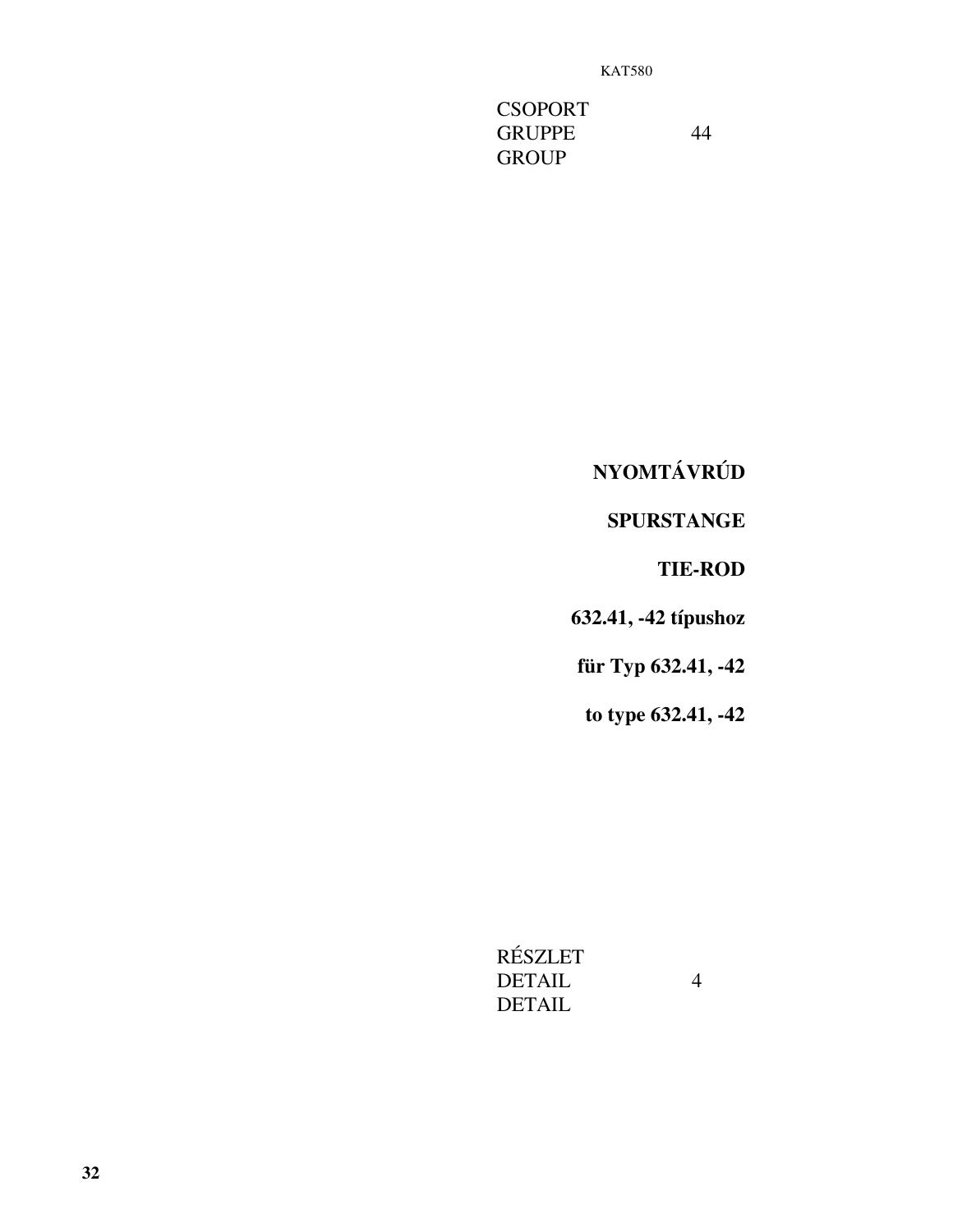KAT580

CSOPORT
GRUPPE 44
GROUP

**NYOMTÁVRÚD**

**SPURSTANGE**

**TIE-ROD**

**632.41, -42 típushoz**

**für Typ 632.41, -42**

**to type 632.41, -42**

RÉSZLET
DETAIL 4
DETAIL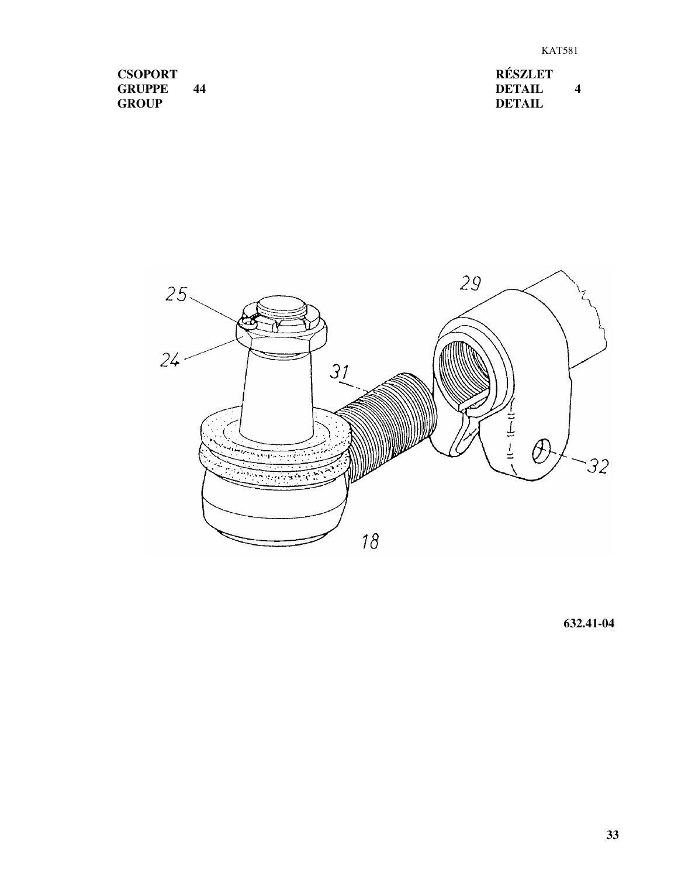KAT581

| CSOPORT | | RÉSZLET | |
|---|---|---|---|
| GRUPPE | 44 | DETAIL | 4 |
| GROUP | | DETAIL | |

25

24

31

29

32

18

**632.41-04**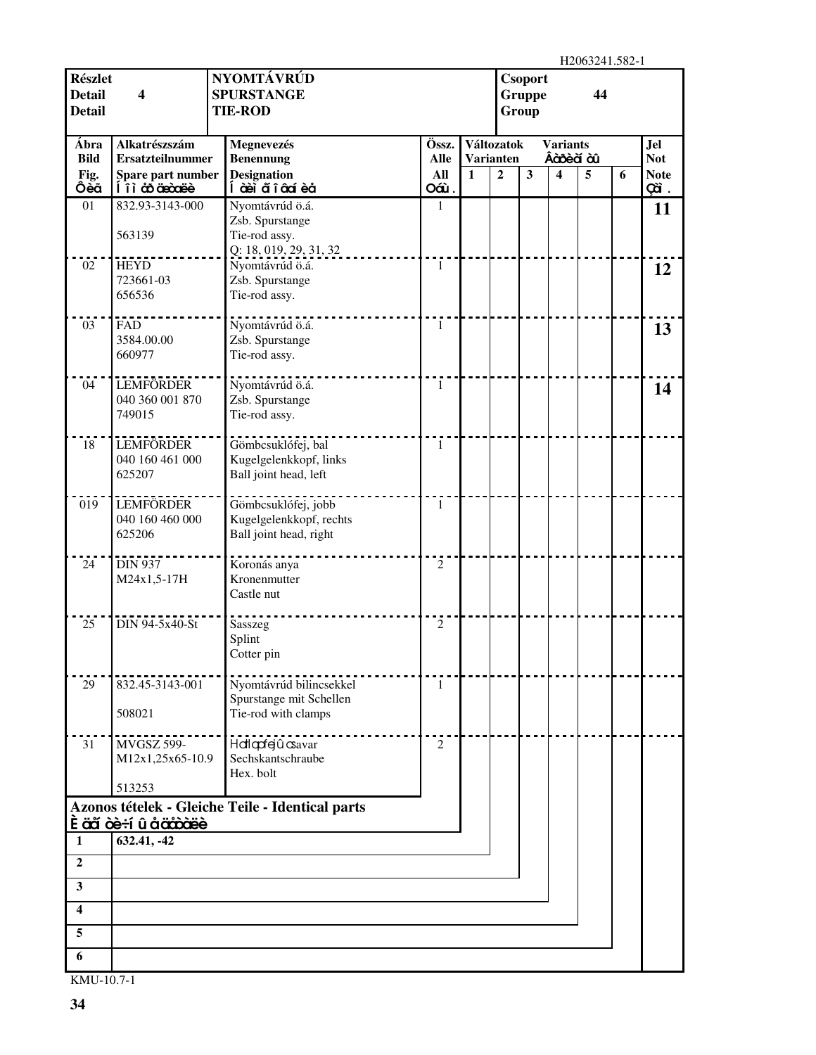H2063241.582-1

| Részlet<br>Detail<br>Detail | 4 | NYOMTÁVRÚD<br>SPURSTANGE<br>TIE-ROD | Csoport<br>Gruppe<br>Group | 44 |
|---|---|---|---|---|

| Ábra<br>Bild<br>Fig.<br>Ôèã | Alkatrészszám<br>Ersatzteilnummer<br>Spare part number<br>Í îì åð äåòàëè | Megnevezés<br>Benennung<br>Designation<br>Í àèì åí îâàí èå | Össz.<br>Alle<br>All<br>Oáù. | Változatok Varianten 1 | Variants Âàðèàí òû 2 | 3 | 4 | 5 | 6 | Jel<br>Not<br>Note<br>Çàì. |
|---|---|---|---|---|---|---|---|---|---|---|
| 01 | 832.93-3143-000<br><br>563139 | Nyomtávrúd ö.á.<br>Zsb. Spurstange<br>Tie-rod assy.<br>Q: 18, 019, 29, 31, 32 | 1 | | | | | | | 11 |
| 02 | HEYD<br>723661-03<br>656536 | Nyomtávrúd ö.á.<br>Zsb. Spurstange<br>Tie-rod assy. | 1 | | | | | | | 12 |
| 03 | FAD<br>3584.00.00<br>660977 | Nyomtávrúd ö.á.<br>Zsb. Spurstange<br>Tie-rod assy. | 1 | | | | | | | 13 |
| 04 | LEMFÖRDER<br>040 360 001 870<br>749015 | Nyomtávrúd ö.á.<br>Zsb. Spurstange<br>Tie-rod assy. | 1 | | | | | | | 14 |
| 18 | LEMFÖRDER<br>040 160 461 000<br>625207 | Gömbcsuklófej, bal<br>Kugelgelenkkopf, links<br>Ball joint head, left | 1 | | | | | | | |
| 019 | LEMFÖRDER<br>040 160 460 000<br>625206 | Gömbcsuklófej, jobb<br>Kugelgelenkkopf, rechts<br>Ball joint head, right | 1 | | | | | | | |
| 24 | DIN 937<br>M24x1,5-17H | Koronás anya<br>Kronenmutter<br>Castle nut | 2 | | | | | | | |
| 25 | DIN 94-5x40-St | Sasszeg<br>Splint<br>Cotter pin | 2 | | | | | | | |
| 29 | 832.45-3143-001<br><br>508021 | Nyomtávrúd bilincsekkel<br>Spurstange mit Schellen<br>Tie-rod with clamps | 1 | | | | | | | |
| 31 | MVGSZ 599-<br>M12x1,25x65-10.9<br><br>513253 | Hatlapfejű csavar<br>Sechskantschraube<br>Hex. bolt | 2 | | | | | | | |

**Azonos tételek - Gleiche Teile - Identical parts**
**È äåí òè÷í û å äåòàëè**

| | |
|---|---|
| 1 | 632.41, -42 |
| 2 | |
| 3 | |
| 4 | |
| 5 | |
| 6 | |

KMU-10.7-1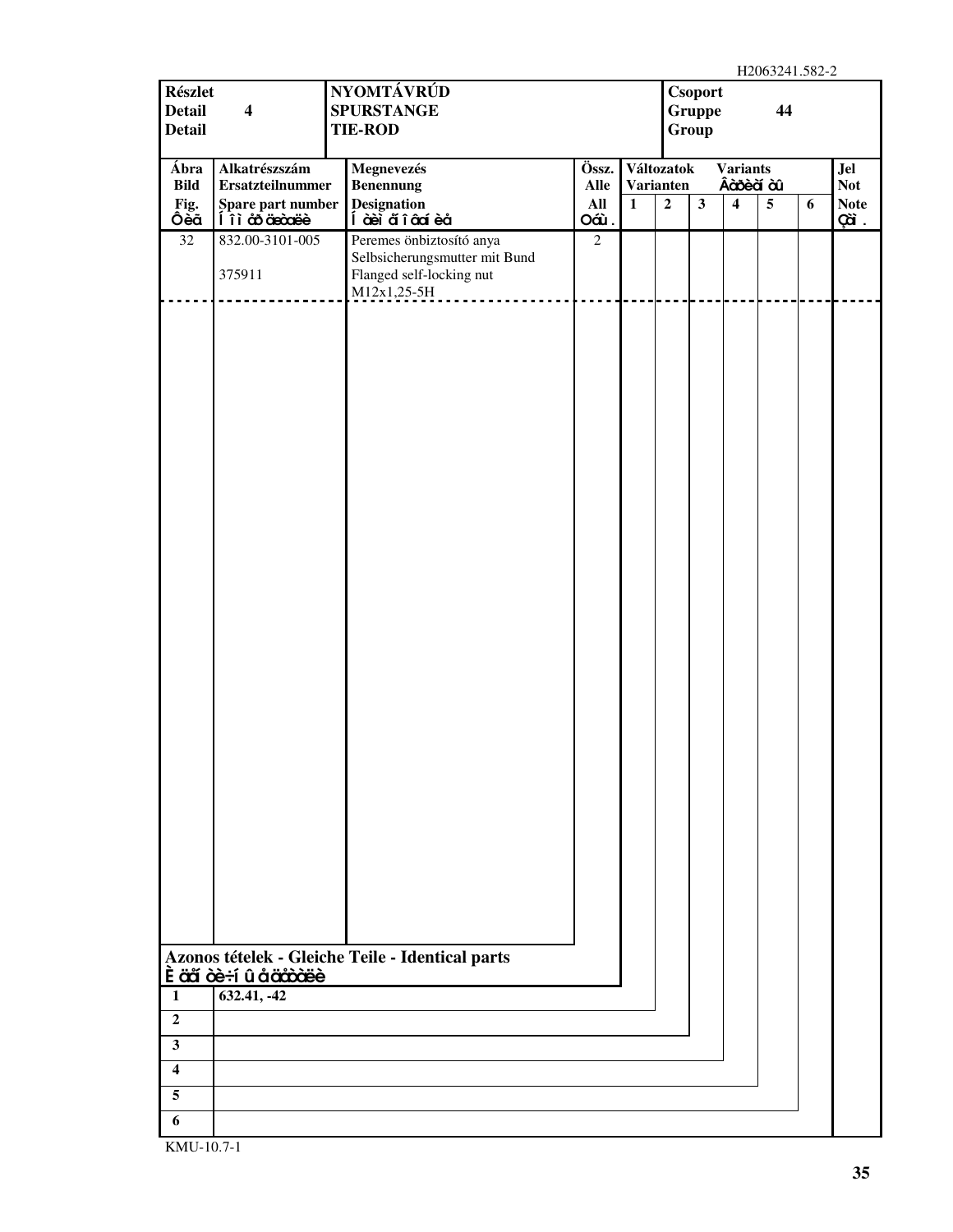H2063241.582-2

| Részlet<br>Detail 4<br>Detail | NYOMTÁVRÚD<br>SPURSTANGE<br>TIE-ROD | Csoport<br>Gruppe 44<br>Group |
|---|---|---|

| Ábra<br>Bild<br>Fig.<br>Ôèã | Alkatrészszám<br>Ersatzteilnummer<br>Spare part number<br>Í îì åð äåòàëè | Megnevezés<br>Benennung<br>Designation<br>Í àèì åí î âàí èå | Össz.<br>Alle<br>All<br>Óáù . | Változatok Varianten Variants Âàðèàí òû 1 | 2 | 3 | 4 | 5 | 6 | Jel<br>Not<br>Note<br>Çàì . |
|---|---|---|---|---|---|---|---|---|---|---|
| 32 | 832.00-3101-005<br><br>375911 | Peremes önbiztosító anya<br>Selbsicherungsmutter mit Bund<br>Flanged self-locking nut<br>M12x1,25-5H | 2 | | | | | | | |

**Azonos tételek - Gleiche Teile - Identical parts**
**È äåí òè÷í û å äåòàëè**

| | |
|---|---|
| 1 | 632.41, -42 |
| 2 | |
| 3 | |
| 4 | |
| 5 | |
| 6 | |

KMU-10.7-1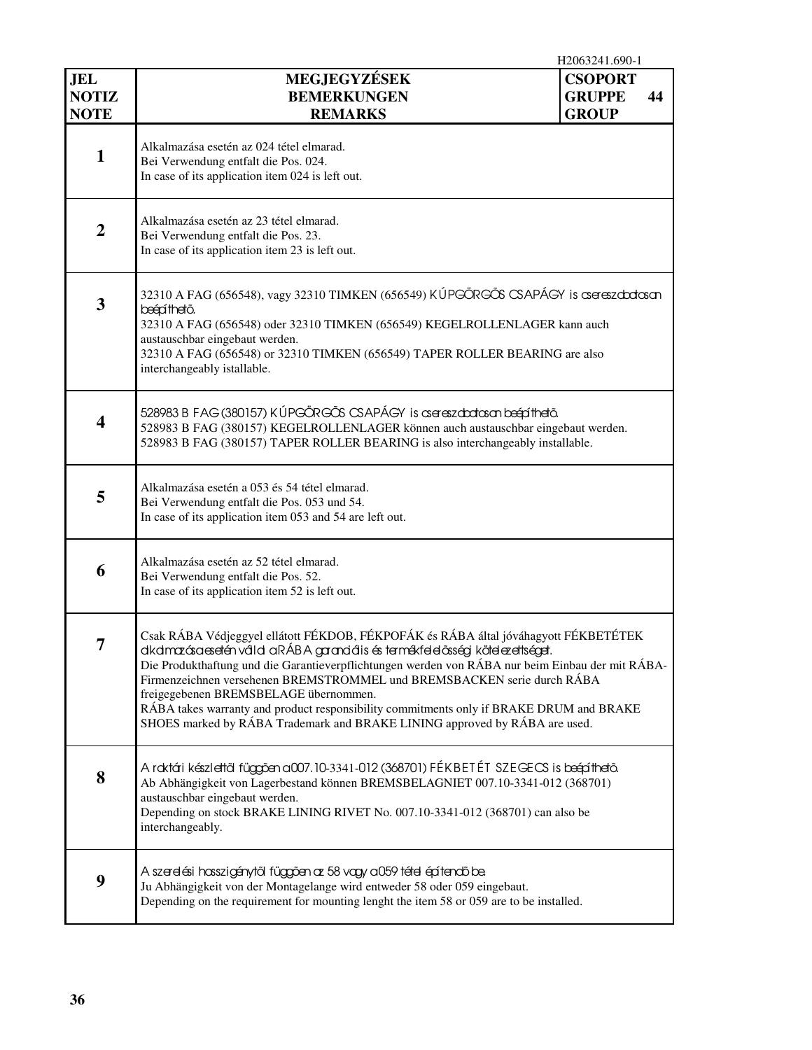H2063241.690-1

| JEL<br>NOTIZ<br>NOTE | MEGJEGYZÉSEK<br>BEMERKUNGEN<br>REMARKS | CSOPORT<br>GRUPPE 44<br>GROUP |
|---|---|---|
| **1** | Alkalmazása esetén az 024 tétel elmarad.<br>Bei Verwendung entfalt die Pos. 024.<br>In case of its application item 024 is left out. | |
| **2** | Alkalmazása esetén az 23 tétel elmarad.<br>Bei Verwendung entfalt die Pos. 23.<br>In case of its application item 23 is left out. | |
| **3** | 32310 A FAG (656548), vagy 32310 TIMKEN (656549) KÚPGÖRGŐS CSAPÁGY is csereszabatosan beépíthető.<br>32310 A FAG (656548) oder 32310 TIMKEN (656549) KEGELROLLENLAGER kann auch austauschbar eingebaut werden.<br>32310 A FAG (656548) or 32310 TIMKEN (656549) TAPER ROLLER BEARING are also interchangeably istallable. | |
| **4** | 528983 B FAG (380157) KÚPGÖRGŐS CSAPÁGY is csereszabatosan beépíthető.<br>528983 B FAG (380157) KEGELROLLENLAGER können auch austauschbar eingebaut werden.<br>528983 B FAG (380157) TAPER ROLLER BEARING is also interchangeably installable. | |
| **5** | Alkalmazása esetén a 053 és 54 tétel elmarad.<br>Bei Verwendung entfalt die Pos. 053 und 54.<br>In case of its application item 053 and 54 are left out. | |
| **6** | Alkalmazása esetén az 52 tétel elmarad.<br>Bei Verwendung entfalt die Pos. 52.<br>In case of its application item 52 is left out. | |
| **7** | Csak RÁBA Védjeggyel ellátott FÉKDOB, FÉKPOFÁK és RÁBA által jóváhagyott FÉKBETÉTEK alkalmazása esetén vállal a RÁBA garanciális és termékfelelősségi kötelezettséget.<br>Die Produkthaftung und die Garantieverpflichtungen werden von RÁBA nur beim Einbau der mit RÁBA-Firmenzeichnen versehenen BREMSTROMMEL und BREMSBACKEN serie durch RÁBA freigegebenen BREMSBELAGE übernommen.<br>RÁBA takes warranty and product responsibility commitments only if BRAKE DRUM and BRAKE SHOES marked by RÁBA Trademark and BRAKE LINING approved by RÁBA are used. | |
| **8** | A raktári készlettől függően a 007.10-3341-012 (368701) FÉKBETÉT SZEGECS is beépíthető.<br>Ab Abhängigkeit von Lagerbestand können BREMSBELAGNIET 007.10-3341-012 (368701) austauschbar eingebaut werden.<br>Depending on stock BRAKE LINING RIVET No. 007.10-3341-012 (368701) can also be interchangeably. | |
| **9** | A szerelési hosszigénytől függően az 58 vagy a 059 tétel építendő be.<br>Ju Abhängigkeit von der Montagelange wird entweder 58 oder 059 eingebaut.<br>Depending on the requirement for mounting lenght the item 58 or 059 are to be installed. | |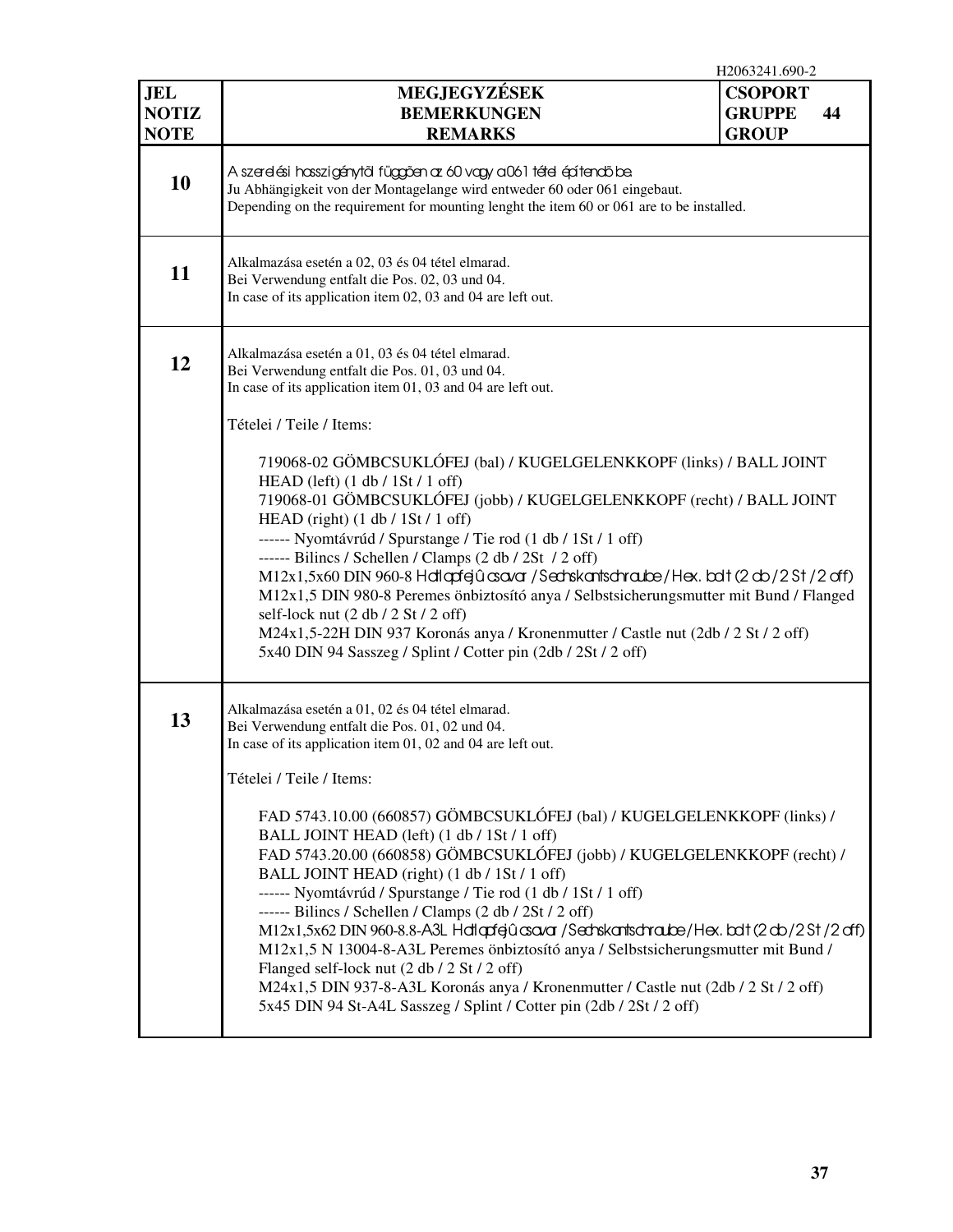H2063241.690-2

| JEL<br>NOTIZ<br>NOTE | MEGJEGYZÉSEK<br>BEMERKUNGEN<br>REMARKS | CSOPORT<br>GRUPPE 44<br>GROUP |
|---|---|---|
| **10** | A szerelési hosszigénytől függően az 60 vagy a 061 tétel építendő be.<br>Ju Abhängigkeit von der Montagelange wird entweder 60 oder 061 eingebaut.<br>Depending on the requirement for mounting lenght the item 60 or 061 are to be installed. | |
| **11** | Alkalmazása esetén a 02, 03 és 04 tétel elmarad.<br>Bei Verwendung entfalt die Pos. 02, 03 und 04.<br>In case of its application item 02, 03 and 04 are left out. | |
| **12** | Alkalmazása esetén a 01, 03 és 04 tétel elmarad.<br>Bei Verwendung entfalt die Pos. 01, 03 und 04.<br>In case of its application item 01, 03 and 04 are left out.<br><br>Tételei / Teile / Items:<br><br>719068-02 GÖMBCSUKLÓFEJ (bal) / KUGELGELENKKOPF (links) / BALL JOINT HEAD (left) (1 db / 1St / 1 off)<br>719068-01 GÖMBCSUKLÓFEJ (jobb) / KUGELGELENKKOPF (recht) / BALL JOINT HEAD (right) (1 db / 1St / 1 off)<br>------ Nyomtávrúd / Spurstange / Tie rod (1 db / 1St / 1 off)<br>------ Bilincs / Schellen / Clamps (2 db / 2St / 2 off)<br>M12x1,5x60 DIN 960-8 Hatlapfejű csavar / Sechskantschraube / Hex. bolt (2 db / 2 St / 2 off)<br>M12x1,5 DIN 980-8 Peremes önbiztosító anya / Selbstsicherungsmutter mit Bund / Flanged self-lock nut (2 db / 2 St / 2 off)<br>M24x1,5-22H DIN 937 Koronás anya / Kronenmutter / Castle nut (2db / 2 St / 2 off)<br>5x40 DIN 94 Sasszeg / Splint / Cotter pin (2db / 2St / 2 off) | |
| **13** | Alkalmazása esetén a 01, 02 és 04 tétel elmarad.<br>Bei Verwendung entfalt die Pos. 01, 02 und 04.<br>In case of its application item 01, 02 and 04 are left out.<br><br>Tételei / Teile / Items:<br><br>FAD 5743.10.00 (660857) GÖMBCSUKLÓFEJ (bal) / KUGELGELENKKOPF (links) / BALL JOINT HEAD (left) (1 db / 1St / 1 off)<br>FAD 5743.20.00 (660858) GÖMBCSUKLÓFEJ (jobb) / KUGELGELENKKOPF (recht) / BALL JOINT HEAD (right) (1 db / 1St / 1 off)<br>------ Nyomtávrúd / Spurstange / Tie rod (1 db / 1St / 1 off)<br>------ Bilincs / Schellen / Clamps (2 db / 2St / 2 off)<br>M12x1,5x62 DIN 960-8.8-A3L Hatlapfejű csavar / Sechskantschraube / Hex. bolt (2 db / 2 St / 2 off)<br>M12x1,5 N 13004-8-A3L Peremes önbiztosító anya / Selbstsicherungsmutter mit Bund / Flanged self-lock nut (2 db / 2 St / 2 off)<br>M24x1,5 DIN 937-8-A3L Koronás anya / Kronenmutter / Castle nut (2db / 2 St / 2 off)<br>5x45 DIN 94 St-A4L Sasszeg / Splint / Cotter pin (2db / 2St / 2 off) | |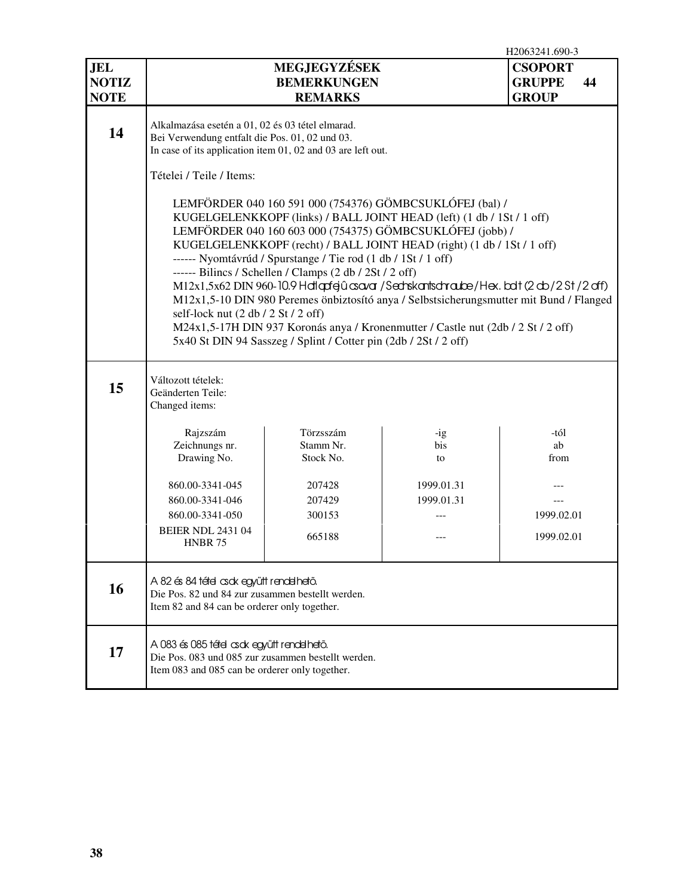H2063241.690-3

| JEL<br>NOTIZ<br>NOTE | MEGJEGYZÉSEK<br>BEMERKUNGEN<br>REMARKS | CSOPORT<br>GRUPPE 44<br>GROUP |
|---|---|---|

**14**

Alkalmazása esetén a 01, 02 és 03 tétel elmarad.
Bei Verwendung entfalt die Pos. 01, 02 und 03.
In case of its application item 01, 02 and 03 are left out.

Tételei / Teile / Items:

LEMFÖRDER 040 160 591 000 (754376) GÖMBCSUKLÓFEJ (bal) / KUGELGELENKKOPF (links) / BALL JOINT HEAD (left) (1 db / 1St / 1 off)
LEMFÖRDER 040 160 603 000 (754375) GÖMBCSUKLÓFEJ (jobb) / KUGELGELENKKOPF (recht) / BALL JOINT HEAD (right) (1 db / 1St / 1 off)
------ Nyomtávrúd / Spurstange / Tie rod (1 db / 1St / 1 off)
------ Bilincs / Schellen / Clamps (2 db / 2St / 2 off)
M12x1,5x62 DIN 960-10.9 Hatlapfejû csavar / Sechskantschraube / Hex. bolt (2 db / 2 St / 2 off)
M12x1,5-10 DIN 980 Peremes önbiztosító anya / Selbstsicherungsmutter mit Bund / Flanged self-lock nut (2 db / 2 St / 2 off)
M24x1,5-17H DIN 937 Koronás anya / Kronenmutter / Castle nut (2db / 2 St / 2 off)
5x40 St DIN 94 Sasszeg / Splint / Cotter pin (2db / 2St / 2 off)

**15**

Változott tételek:
Geänderten Teile:
Changed items:

| Rajzszám<br>Zeichnungs nr.<br>Drawing No. | Törzsszám<br>Stamm Nr.<br>Stock No. | -ig<br>bis<br>to | -tól<br>ab<br>from |
|---|---|---|---|
| 860.00-3341-045 | 207428 | 1999.01.31 | --- |
| 860.00-3341-046 | 207429 | 1999.01.31 | --- |
| 860.00-3341-050 | 300153 | --- | 1999.02.01 |
| BEIER NDL 2431 04 HNBR 75 | 665188 | --- | 1999.02.01 |

**16**

A 82 és 84 tétel csak együtt rendelhetõ.
Die Pos. 82 und 84 zur zusammen bestellt werden.
Item 82 and 84 can be orderer only together.

**17**

A 083 és 085 tétel csak együtt rendelhetõ.
Die Pos. 083 und 085 zur zusammen bestellt werden.
Item 083 and 085 can be orderer only together.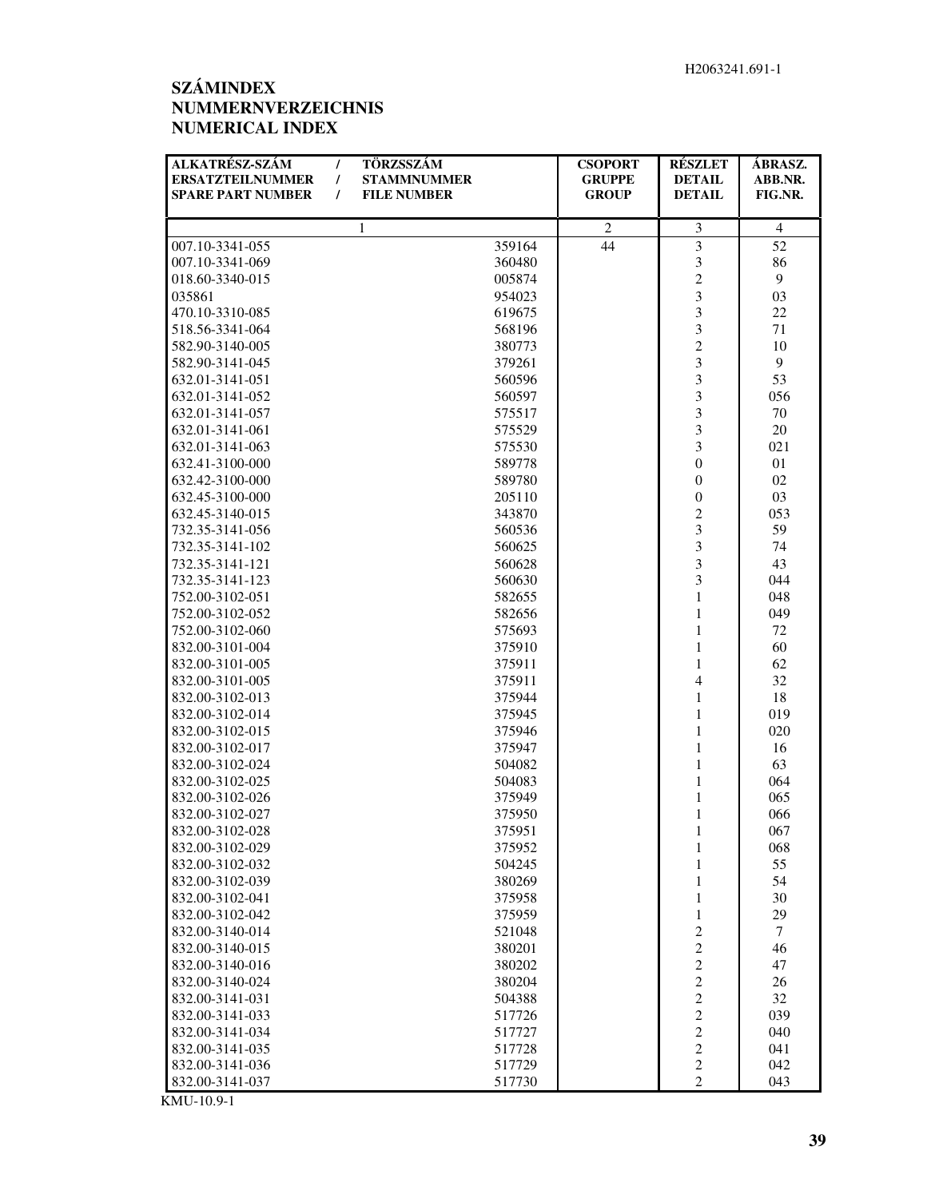**SZÁMINDEX**
**NUMMERNVERZEICHNIS**
**NUMERICAL INDEX**

| ALKATRÉSZ-SZÁM / ERSATZTEILNUMMER / SPARE PART NUMBER | TÖRZSSZÁM / STAMMNUMMER / FILE NUMBER | CSOPORT GRUPPE GROUP | RÉSZLET DETAIL DETAIL | ÁBRASZ. ABB.NR. FIG.NR. |
|---|---|---|---|---|
| 1 | | 2 | 3 | 4 |
| 007.10-3341-055 | 359164 | 44 | 3 | 52 |
| 007.10-3341-069 | 360480 | | 3 | 86 |
| 018.60-3340-015 | 005874 | | 2 | 9 |
| 035861 | 954023 | | 3 | 03 |
| 470.10-3310-085 | 619675 | | 3 | 22 |
| 518.56-3341-064 | 568196 | | 3 | 71 |
| 582.90-3140-005 | 380773 | | 2 | 10 |
| 582.90-3141-045 | 379261 | | 3 | 9 |
| 632.01-3141-051 | 560596 | | 3 | 53 |
| 632.01-3141-052 | 560597 | | 3 | 056 |
| 632.01-3141-057 | 575517 | | 3 | 70 |
| 632.01-3141-061 | 575529 | | 3 | 20 |
| 632.01-3141-063 | 575530 | | 3 | 021 |
| 632.41-3100-000 | 589778 | | 0 | 01 |
| 632.42-3100-000 | 589780 | | 0 | 02 |
| 632.45-3100-000 | 205110 | | 0 | 03 |
| 632.45-3140-015 | 343870 | | 2 | 053 |
| 732.35-3141-056 | 560536 | | 3 | 59 |
| 732.35-3141-102 | 560625 | | 3 | 74 |
| 732.35-3141-121 | 560628 | | 3 | 43 |
| 732.35-3141-123 | 560630 | | 3 | 044 |
| 752.00-3102-051 | 582655 | | 1 | 048 |
| 752.00-3102-052 | 582656 | | 1 | 049 |
| 752.00-3102-060 | 575693 | | 1 | 72 |
| 832.00-3101-004 | 375910 | | 1 | 60 |
| 832.00-3101-005 | 375911 | | 1 | 62 |
| 832.00-3101-005 | 375911 | | 4 | 32 |
| 832.00-3102-013 | 375944 | | 1 | 18 |
| 832.00-3102-014 | 375945 | | 1 | 019 |
| 832.00-3102-015 | 375946 | | 1 | 020 |
| 832.00-3102-017 | 375947 | | 1 | 16 |
| 832.00-3102-024 | 504082 | | 1 | 63 |
| 832.00-3102-025 | 504083 | | 1 | 064 |
| 832.00-3102-026 | 375949 | | 1 | 065 |
| 832.00-3102-027 | 375950 | | 1 | 066 |
| 832.00-3102-028 | 375951 | | 1 | 067 |
| 832.00-3102-029 | 375952 | | 1 | 068 |
| 832.00-3102-032 | 504245 | | 1 | 55 |
| 832.00-3102-039 | 380269 | | 1 | 54 |
| 832.00-3102-041 | 375958 | | 1 | 30 |
| 832.00-3102-042 | 375959 | | 1 | 29 |
| 832.00-3140-014 | 521048 | | 2 | 7 |
| 832.00-3140-015 | 380201 | | 2 | 46 |
| 832.00-3140-016 | 380202 | | 2 | 47 |
| 832.00-3140-024 | 380204 | | 2 | 26 |
| 832.00-3141-031 | 504388 | | 2 | 32 |
| 832.00-3141-033 | 517726 | | 2 | 039 |
| 832.00-3141-034 | 517727 | | 2 | 040 |
| 832.00-3141-035 | 517728 | | 2 | 041 |
| 832.00-3141-036 | 517729 | | 2 | 042 |
| 832.00-3141-037 | 517730 | | 2 | 043 |

KMU-10.9-1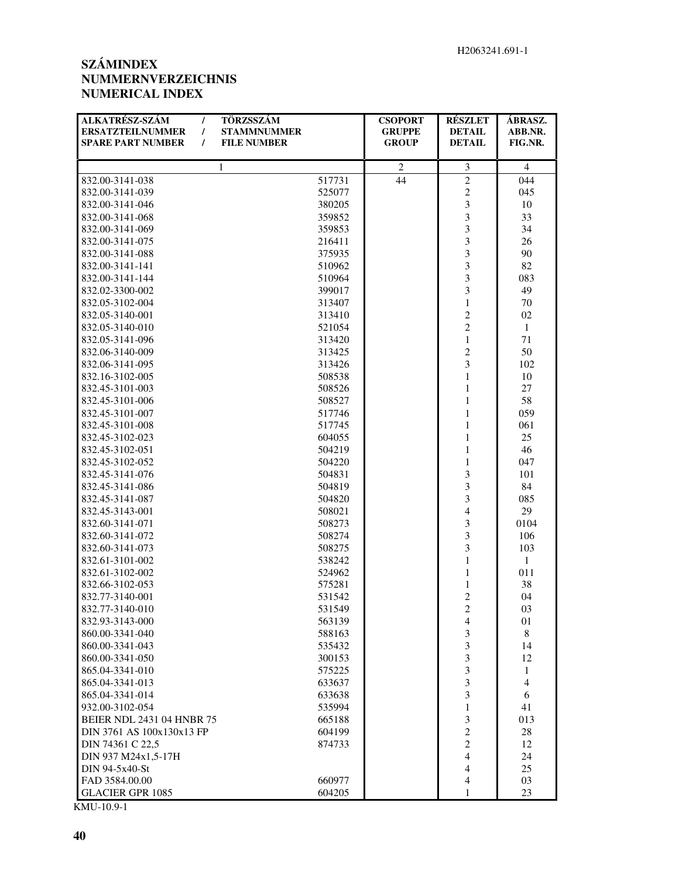H2063241.691-1

# SZÁMINDEX
# NUMMERNVERZEICHNIS
# NUMERICAL INDEX

| ALKATRÉSZ-SZÁM / ERSATZTEILNUMMER / SPARE PART NUMBER | TÖRZSSZÁM / STAMMNUMMER / FILE NUMBER | CSOPORT GRUPPE GROUP | RÉSZLET DETAIL DETAIL | ÁBRASZ. ABB.NR. FIG.NR. |
|---|---|---|---|---|
| 1 | | 2 | 3 | 4 |
| 832.00-3141-038 | 517731 | 44 | 2 | 044 |
| 832.00-3141-039 | 525077 | | 2 | 045 |
| 832.00-3141-046 | 380205 | | 3 | 10 |
| 832.00-3141-068 | 359852 | | 3 | 33 |
| 832.00-3141-069 | 359853 | | 3 | 34 |
| 832.00-3141-075 | 216411 | | 3 | 26 |
| 832.00-3141-088 | 375935 | | 3 | 90 |
| 832.00-3141-141 | 510962 | | 3 | 82 |
| 832.00-3141-144 | 510964 | | 3 | 083 |
| 832.02-3300-002 | 399017 | | 3 | 49 |
| 832.05-3102-004 | 313407 | | 1 | 70 |
| 832.05-3140-001 | 313410 | | 2 | 02 |
| 832.05-3140-010 | 521054 | | 2 | 1 |
| 832.05-3141-096 | 313420 | | 1 | 71 |
| 832.06-3140-009 | 313425 | | 2 | 50 |
| 832.06-3141-095 | 313426 | | 3 | 102 |
| 832.16-3102-005 | 508538 | | 1 | 10 |
| 832.45-3101-003 | 508526 | | 1 | 27 |
| 832.45-3101-006 | 508527 | | 1 | 58 |
| 832.45-3101-007 | 517746 | | 1 | 059 |
| 832.45-3101-008 | 517745 | | 1 | 061 |
| 832.45-3102-023 | 604055 | | 1 | 25 |
| 832.45-3102-051 | 504219 | | 1 | 46 |
| 832.45-3102-052 | 504220 | | 1 | 047 |
| 832.45-3141-076 | 504831 | | 3 | 101 |
| 832.45-3141-086 | 504819 | | 3 | 84 |
| 832.45-3141-087 | 504820 | | 3 | 085 |
| 832.45-3143-001 | 508021 | | 4 | 29 |
| 832.60-3141-071 | 508273 | | 3 | 0104 |
| 832.60-3141-072 | 508274 | | 3 | 106 |
| 832.60-3141-073 | 508275 | | 3 | 103 |
| 832.61-3101-002 | 538242 | | 1 | 1 |
| 832.61-3102-002 | 524962 | | 1 | 011 |
| 832.66-3102-053 | 575281 | | 1 | 38 |
| 832.77-3140-001 | 531542 | | 2 | 04 |
| 832.77-3140-010 | 531549 | | 2 | 03 |
| 832.93-3143-000 | 563139 | | 4 | 01 |
| 860.00-3341-040 | 588163 | | 3 | 8 |
| 860.00-3341-043 | 535432 | | 3 | 14 |
| 860.00-3341-050 | 300153 | | 3 | 12 |
| 865.04-3341-010 | 575225 | | 3 | 1 |
| 865.04-3341-013 | 633637 | | 3 | 4 |
| 865.04-3341-014 | 633638 | | 3 | 6 |
| 932.00-3102-054 | 535994 | | 1 | 41 |
| BEIER NDL 2431 04 HNBR 75 | 665188 | | 3 | 013 |
| DIN 3761 AS 100x130x13 FP | 604199 | | 2 | 28 |
| DIN 74361 C 22,5 | 874733 | | 2 | 12 |
| DIN 937 M24x1,5-17H | | | 4 | 24 |
| DIN 94-5x40-St | | | 4 | 25 |
| FAD 3584.00.00 | 660977 | | 4 | 03 |
| GLACIER GPR 1085 | 604205 | | 1 | 23 |

KMU-10.9-1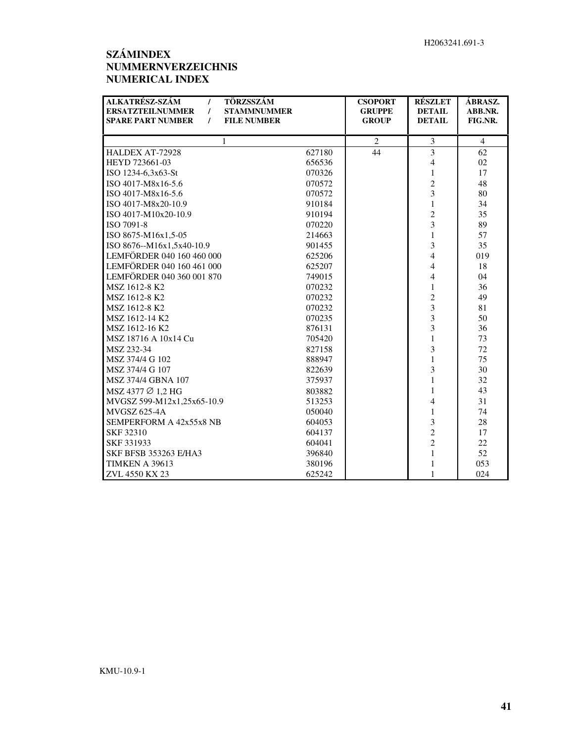**SZÁMINDEX**
**NUMMERNVERZEICHNIS**
**NUMERICAL INDEX**

| ALKATRÉSZ-SZÁM / ERSATZTEILNUMMER / SPARE PART NUMBER | TÖRZSSZÁM / STAMMNUMMER / FILE NUMBER | CSOPORT GRUPPE GROUP | RÉSZLET DETAIL DETAIL | ÁBRASZ. ABB.NR. FIG.NR. |
|---|---|---|---|---|
| 1 | | 2 | 3 | 4 |
| HALDEX AT-72928 | 627180 | 44 | 3 | 62 |
| HEYD 723661-03 | 656536 | | 4 | 02 |
| ISO 1234-6,3x63-St | 070326 | | 1 | 17 |
| ISO 4017-M8x16-5.6 | 070572 | | 2 | 48 |
| ISO 4017-M8x16-5.6 | 070572 | | 3 | 80 |
| ISO 4017-M8x20-10.9 | 910184 | | 1 | 34 |
| ISO 4017-M10x20-10.9 | 910194 | | 2 | 35 |
| ISO 7091-8 | 070220 | | 3 | 89 |
| ISO 8675-M16x1,5-05 | 214663 | | 1 | 57 |
| ISO 8676--M16x1,5x40-10.9 | 901455 | | 3 | 35 |
| LEMFÖRDER 040 160 460 000 | 625206 | | 4 | 019 |
| LEMFÖRDER 040 160 461 000 | 625207 | | 4 | 18 |
| LEMFÖRDER 040 360 001 870 | 749015 | | 4 | 04 |
| MSZ 1612-8 K2 | 070232 | | 1 | 36 |
| MSZ 1612-8 K2 | 070232 | | 2 | 49 |
| MSZ 1612-8 K2 | 070232 | | 3 | 81 |
| MSZ 1612-14 K2 | 070235 | | 3 | 50 |
| MSZ 1612-16 K2 | 876131 | | 3 | 36 |
| MSZ 18716 A 10x14 Cu | 705420 | | 1 | 73 |
| MSZ 232-34 | 827158 | | 3 | 72 |
| MSZ 374/4 G 102 | 888947 | | 1 | 75 |
| MSZ 374/4 G 107 | 822639 | | 3 | 30 |
| MSZ 374/4 GBNA 107 | 375937 | | 1 | 32 |
| MSZ 4377 ∅ 1,2 HG | 803882 | | 1 | 43 |
| MVGSZ 599-M12x1,25x65-10.9 | 513253 | | 4 | 31 |
| MVGSZ 625-4A | 050040 | | 1 | 74 |
| SEMPERFORM A 42x55x8 NB | 604053 | | 3 | 28 |
| SKF 32310 | 604137 | | 2 | 17 |
| SKF 331933 | 604041 | | 2 | 22 |
| SKF BFSB 353263 E/HA3 | 396840 | | 1 | 52 |
| TIMKEN A 39613 | 380196 | | 1 | 053 |
| ZVL 4550 KX 23 | 625242 | | 1 | 024 |